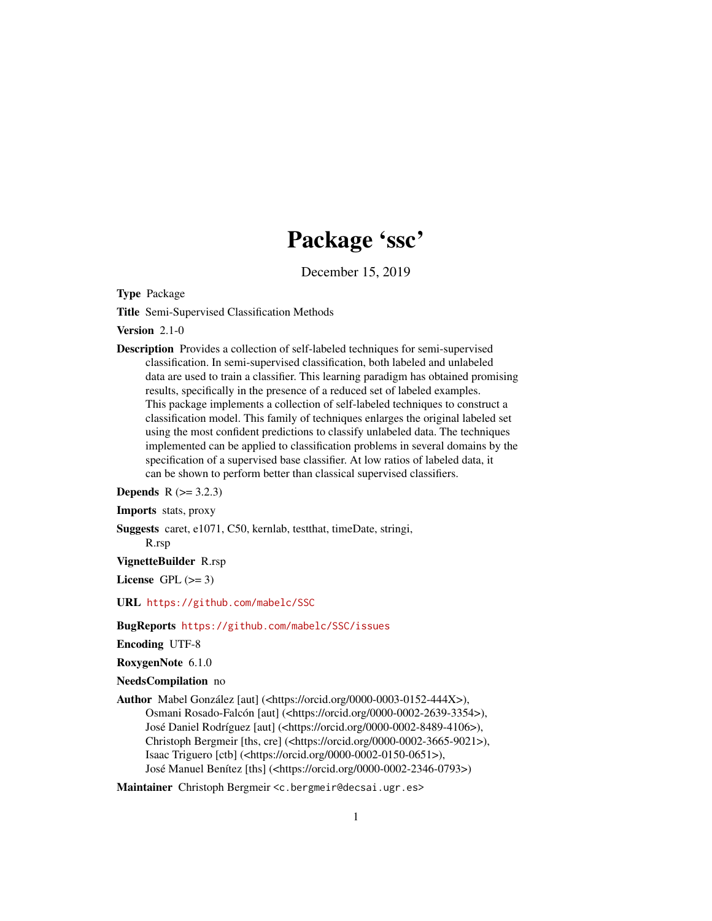# Package 'ssc'

December 15, 2019

**Type** Package

**Title** Semi-Supervised Classification Methods

**Version** 2.1-0

**Description** Provides a collection of self-labeled techniques for semi-supervised classification. In semi-supervised classification, both labeled and unlabeled data are used to train a classifier. This learning paradigm has obtained promising results, specifically in the presence of a reduced set of labeled examples. This package implements a collection of self-labeled techniques to construct a classification model. This family of techniques enlarges the original labeled set using the most confident predictions to classify unlabeled data. The techniques implemented can be applied to classification problems in several domains by the specification of a supervised base classifier. At low ratios of labeled data, it can be shown to perform better than classical supervised classifiers.

**Depends** R (>= 3.2.3)

**Imports** stats, proxy

**Suggests** caret, e1071, C50, kernlab, testthat, timeDate, stringi, R.rsp

**VignetteBuilder** R.rsp

**License** GPL (>= 3)

**URL** https://github.com/mabelc/SSC

**BugReports** https://github.com/mabelc/SSC/issues

**Encoding** UTF-8

**RoxygenNote** 6.1.0

**NeedsCompilation** no

**Author** Mabel González [aut] (<https://orcid.org/0000-0003-0152-444X>), Osmani Rosado-Falcón [aut] (<https://orcid.org/0000-0002-2639-3354>), José Daniel Rodríguez [aut] (<https://orcid.org/0000-0002-8489-4106>), Christoph Bergmeir [ths, cre] (<https://orcid.org/0000-0002-3665-9021>), Isaac Triguero [ctb] (<https://orcid.org/0000-0002-0150-0651>), José Manuel Benítez [ths] (<https://orcid.org/0000-0002-2346-0793>)

**Maintainer** Christoph Bergmeir <c.bergmeir@decsai.ugr.es>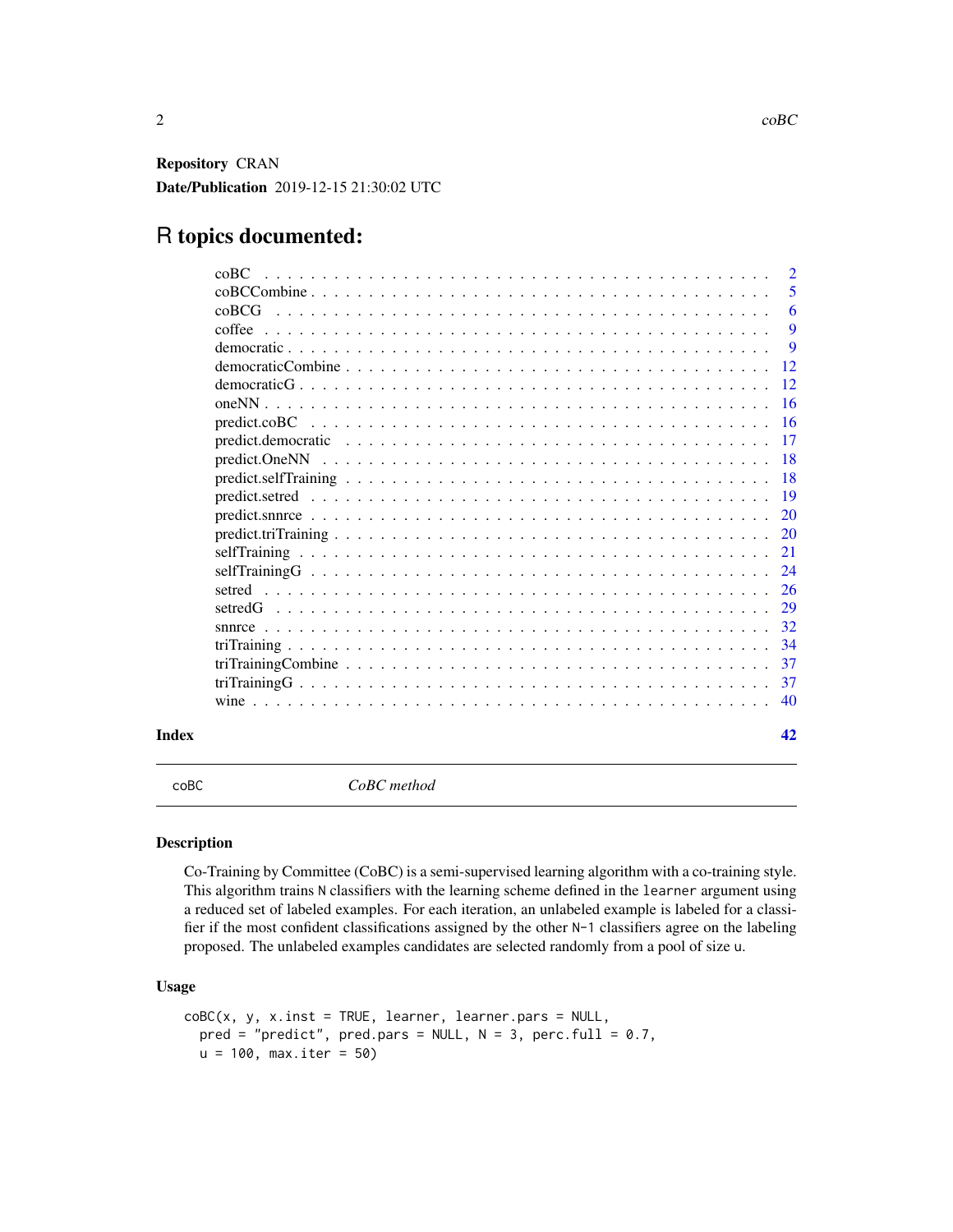**Repository** CRAN

**Date/Publication** 2019-12-15 21:30:02 UTC

# R topics documented:

| | |
|---|---|
| coBC | 2 |
| coBCCombine | 5 |
| coBCG | 6 |
| coffee | 9 |
| democratic | 9 |
| democraticCombine | 12 |
| democraticG | 12 |
| oneNN | 16 |
| predict.coBC | 16 |
| predict.democratic | 17 |
| predict.OneNN | 18 |
| predict.selfTraining | 18 |
| predict.setred | 19 |
| predict.snnrce | 20 |
| predict.triTraining | 20 |
| selfTraining | 21 |
| selfTrainingG | 24 |
| setred | 26 |
| setredG | 29 |
| snnrce | 32 |
| triTraining | 34 |
| triTrainingCombine | 37 |
| triTrainingG | 37 |
| wine | 40 |

**Index** **42**

---

`coBC` *CoBC method*

## Description

Co-Training by Committee (CoBC) is a semi-supervised learning algorithm with a co-training style. This algorithm trains `N` classifiers with the learning scheme defined in the `learner` argument using a reduced set of labeled examples. For each iteration, an unlabeled example is labeled for a classifier if the most confident classifications assigned by the other `N-1` classifiers agree on the labeling proposed. The unlabeled examples candidates are selected randomly from a pool of size `u`.

## Usage

```
coBC(x, y, x.inst = TRUE, learner, learner.pars = NULL,
  pred = "predict", pred.pars = NULL, N = 3, perc.full = 0.7,
  u = 100, max.iter = 50)
```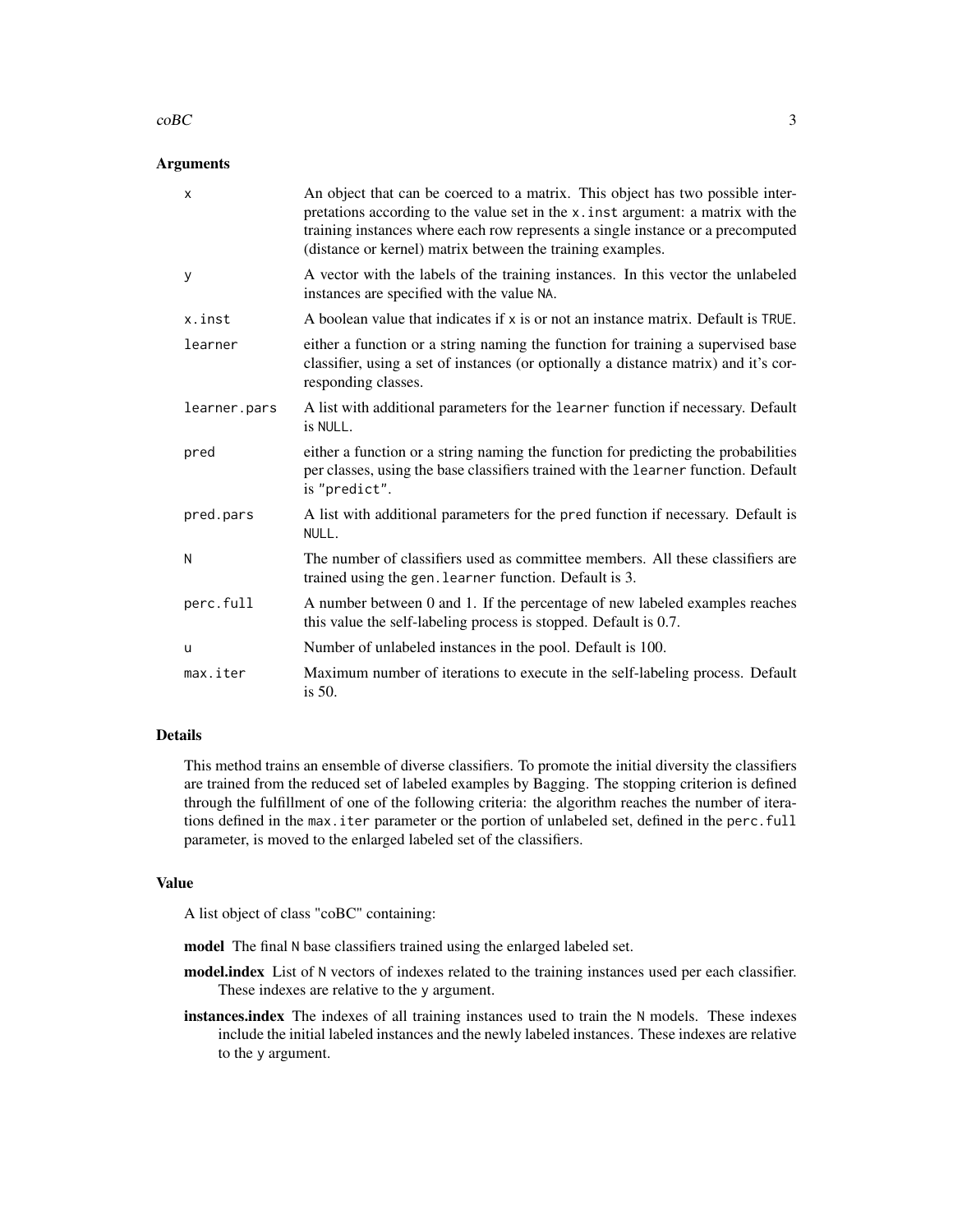## Arguments

| | |
|---|---|
| `x` | An object that can be coerced to a matrix. This object has two possible interpretations according to the value set in the `x.inst` argument: a matrix with the training instances where each row represents a single instance or a precomputed (distance or kernel) matrix between the training examples. |
| `y` | A vector with the labels of the training instances. In this vector the unlabeled instances are specified with the value `NA`. |
| `x.inst` | A boolean value that indicates if `x` is or not an instance matrix. Default is `TRUE`. |
| `learner` | either a function or a string naming the function for training a supervised base classifier, using a set of instances (or optionally a distance matrix) and it's corresponding classes. |
| `learner.pars` | A list with additional parameters for the `learner` function if necessary. Default is `NULL`. |
| `pred` | either a function or a string naming the function for predicting the probabilities per classes, using the base classifiers trained with the `learner` function. Default is `"predict"`. |
| `pred.pars` | A list with additional parameters for the `pred` function if necessary. Default is `NULL`. |
| `N` | The number of classifiers used as committee members. All these classifiers are trained using the `gen.learner` function. Default is 3. |
| `perc.full` | A number between 0 and 1. If the percentage of new labeled examples reaches this value the self-labeling process is stopped. Default is 0.7. |
| `u` | Number of unlabeled instances in the pool. Default is 100. |
| `max.iter` | Maximum number of iterations to execute in the self-labeling process. Default is 50. |

## Details

This method trains an ensemble of diverse classifiers. To promote the initial diversity the classifiers are trained from the reduced set of labeled examples by Bagging. The stopping criterion is defined through the fulfillment of one of the following criteria: the algorithm reaches the number of iterations defined in the `max.iter` parameter or the portion of unlabeled set, defined in the `perc.full` parameter, is moved to the enlarged labeled set of the classifiers.

## Value

A list object of class "coBC" containing:

**model** The final `N` base classifiers trained using the enlarged labeled set.

**model.index** List of `N` vectors of indexes related to the training instances used per each classifier. These indexes are relative to the `y` argument.

**instances.index** The indexes of all training instances used to train the `N` models. These indexes include the initial labeled instances and the newly labeled instances. These indexes are relative to the `y` argument.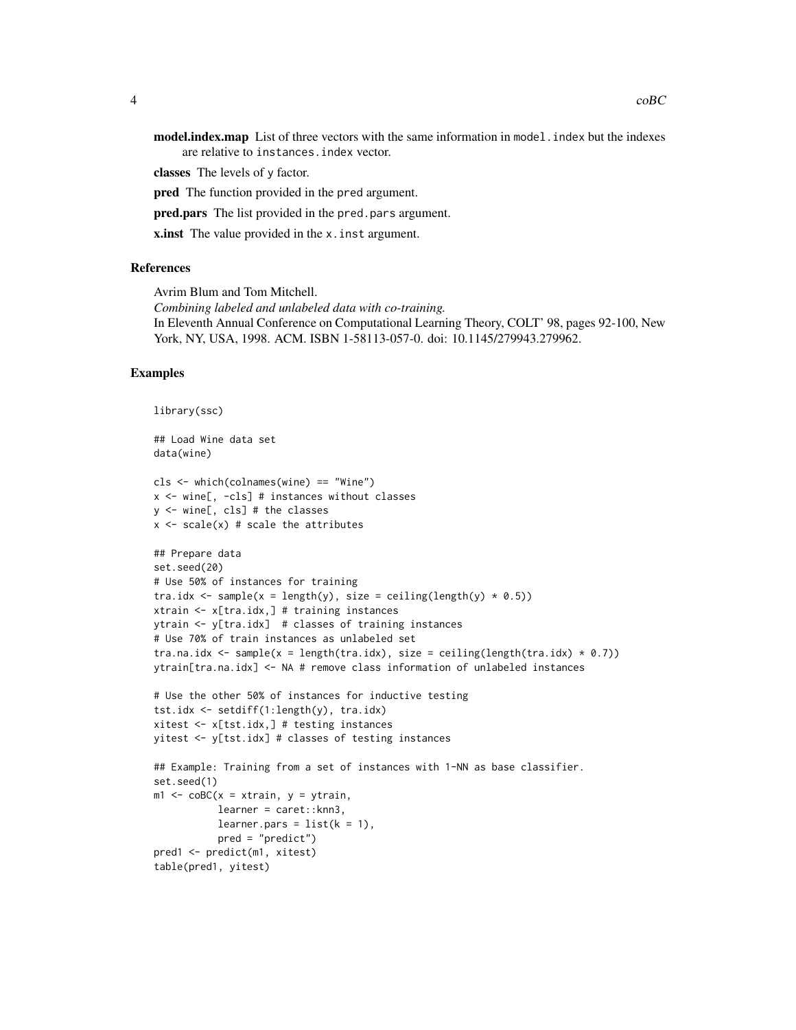**model.index.map** List of three vectors with the same information in `model.index` but the indexes are relative to `instances.index` vector.

**classes** The levels of y factor.

**pred** The function provided in the `pred` argument.

**pred.pars** The list provided in the `pred.pars` argument.

**x.inst** The value provided in the `x.inst` argument.

## References

Avrim Blum and Tom Mitchell.
*Combining labeled and unlabeled data with co-training.*
In Eleventh Annual Conference on Computational Learning Theory, COLT' 98, pages 92-100, New York, NY, USA, 1998. ACM. ISBN 1-58113-057-0. doi: 10.1145/279943.279962.

## Examples

```
library(ssc)

## Load Wine data set
data(wine)

cls <- which(colnames(wine) == "Wine")
x <- wine[, -cls] # instances without classes
y <- wine[, cls] # the classes
x <- scale(x) # scale the attributes

## Prepare data
set.seed(20)
# Use 50% of instances for training
tra.idx <- sample(x = length(y), size = ceiling(length(y) * 0.5))
xtrain <- x[tra.idx,] # training instances
ytrain <- y[tra.idx]  # classes of training instances
# Use 70% of train instances as unlabeled set
tra.na.idx <- sample(x = length(tra.idx), size = ceiling(length(tra.idx) * 0.7))
ytrain[tra.na.idx] <- NA # remove class information of unlabeled instances

# Use the other 50% of instances for inductive testing
tst.idx <- setdiff(1:length(y), tra.idx)
xitest <- x[tst.idx,] # testing instances
yitest <- y[tst.idx] # classes of testing instances

## Example: Training from a set of instances with 1-NN as base classifier.
set.seed(1)
m1 <- coBC(x = xtrain, y = ytrain,
           learner = caret::knn3,
           learner.pars = list(k = 1),
           pred = "predict")
pred1 <- predict(m1, xitest)
table(pred1, yitest)
```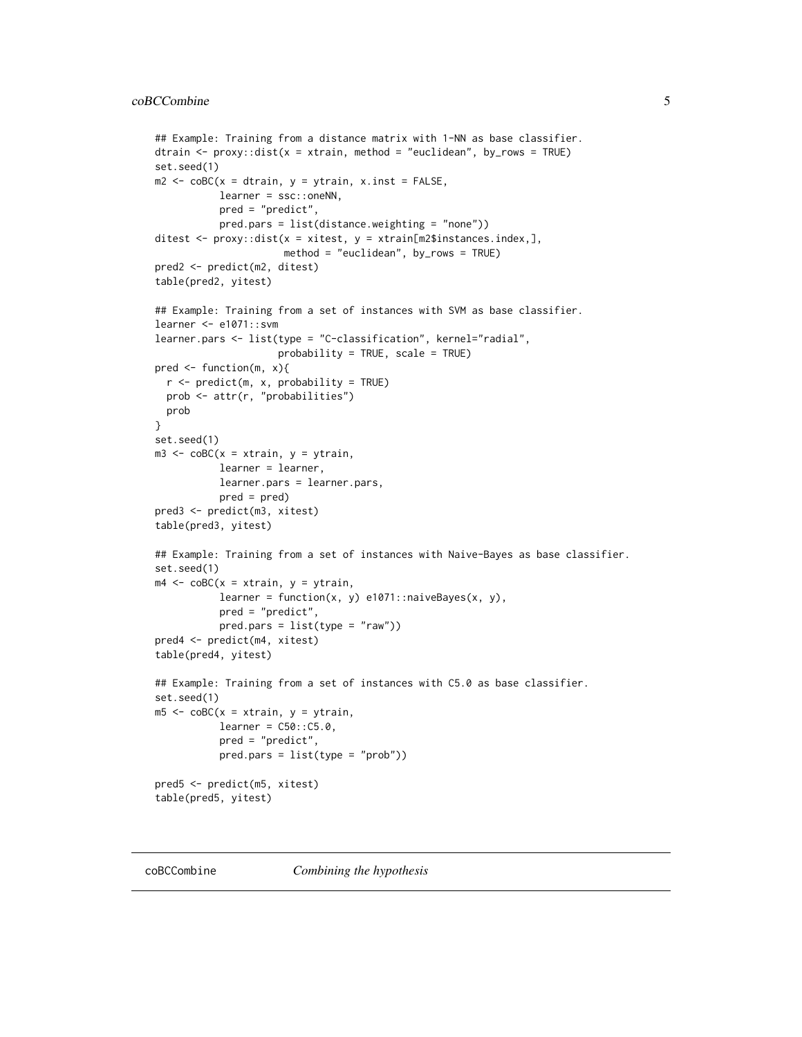```
## Example: Training from a distance matrix with 1-NN as base classifier.
dtrain <- proxy::dist(x = xtrain, method = "euclidean", by_rows = TRUE)
set.seed(1)
m2 <- coBC(x = dtrain, y = ytrain, x.inst = FALSE,
           learner = ssc::oneNN,
           pred = "predict",
           pred.pars = list(distance.weighting = "none"))
ditest <- proxy::dist(x = xitest, y = xtrain[m2$instances.index,],
                      method = "euclidean", by_rows = TRUE)
pred2 <- predict(m2, ditest)
table(pred2, yitest)

## Example: Training from a set of instances with SVM as base classifier.
learner <- e1071::svm
learner.pars <- list(type = "C-classification", kernel="radial",
                     probability = TRUE, scale = TRUE)
pred <- function(m, x){
  r <- predict(m, x, probability = TRUE)
  prob <- attr(r, "probabilities")
  prob
}
set.seed(1)
m3 <- coBC(x = xtrain, y = ytrain,
           learner = learner,
           learner.pars = learner.pars,
           pred = pred)
pred3 <- predict(m3, xitest)
table(pred3, yitest)

## Example: Training from a set of instances with Naive-Bayes as base classifier.
set.seed(1)
m4 <- coBC(x = xtrain, y = ytrain,
           learner = function(x, y) e1071::naiveBayes(x, y),
           pred = "predict",
           pred.pars = list(type = "raw"))
pred4 <- predict(m4, xitest)
table(pred4, yitest)

## Example: Training from a set of instances with C5.0 as base classifier.
set.seed(1)
m5 <- coBC(x = xtrain, y = ytrain,
           learner = C50::C5.0,
           pred = "predict",
           pred.pars = list(type = "prob"))

pred5 <- predict(m5, xitest)
table(pred5, yitest)
```

## coBCCombine *Combining the hypothesis*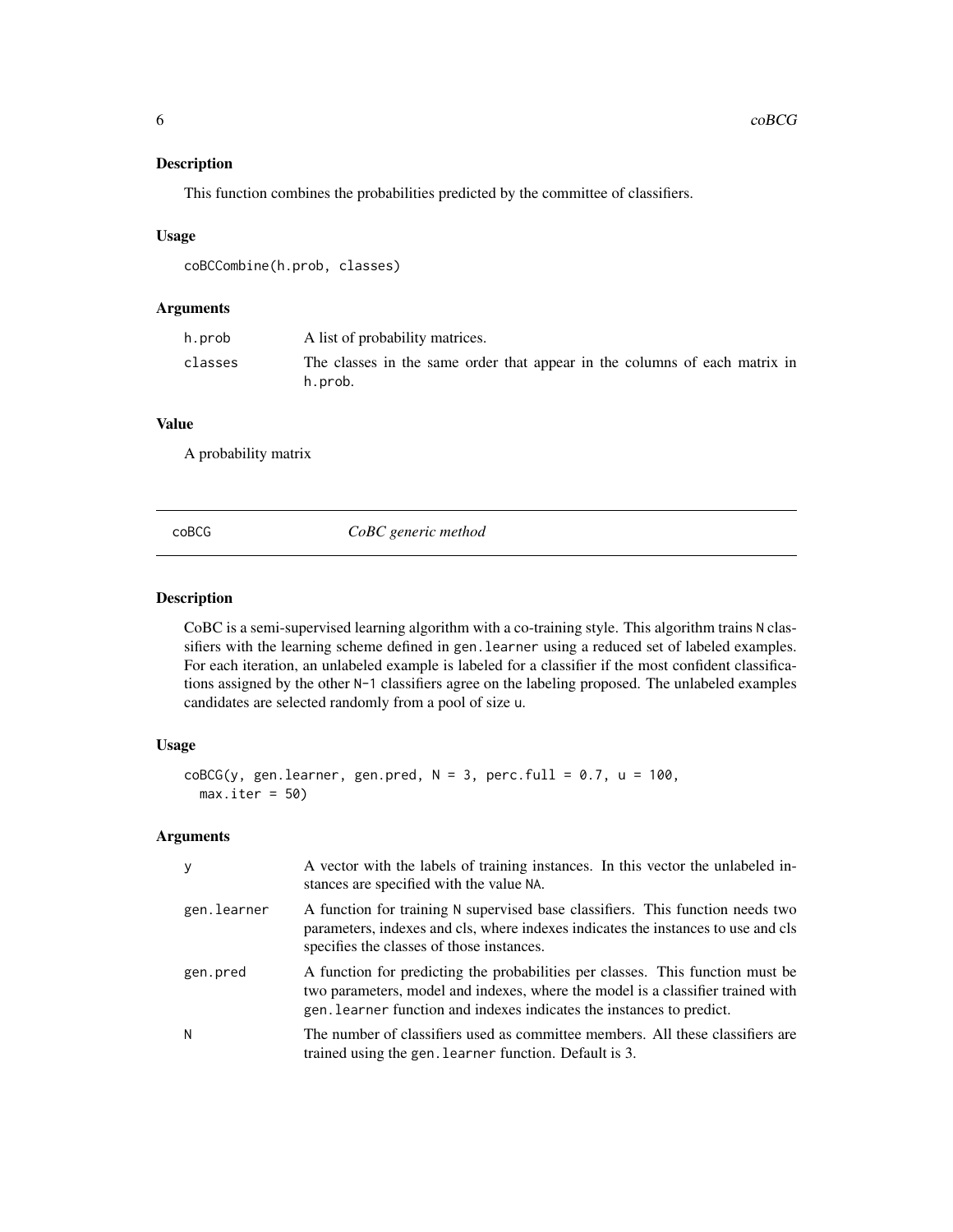### Description

This function combines the probabilities predicted by the committee of classifiers.

### Usage

```
coBCCombine(h.prob, classes)
```

### Arguments

| | |
|---|---|
| h.prob | A list of probability matrices. |
| classes | The classes in the same order that appear in the columns of each matrix in h.prob. |

### Value

A probability matrix

---

## coBCG *CoBC generic method*

---

### Description

CoBC is a semi-supervised learning algorithm with a co-training style. This algorithm trains N classifiers with the learning scheme defined in gen.learner using a reduced set of labeled examples. For each iteration, an unlabeled example is labeled for a classifier if the most confident classifications assigned by the other N-1 classifiers agree on the labeling proposed. The unlabeled examples candidates are selected randomly from a pool of size u.

### Usage

```
coBCG(y, gen.learner, gen.pred, N = 3, perc.full = 0.7, u = 100,
  max.iter = 50)
```

### Arguments

| | |
|---|---|
| y | A vector with the labels of training instances. In this vector the unlabeled instances are specified with the value NA. |
| gen.learner | A function for training N supervised base classifiers. This function needs two parameters, indexes and cls, where indexes indicates the instances to use and cls specifies the classes of those instances. |
| gen.pred | A function for predicting the probabilities per classes. This function must be two parameters, model and indexes, where the model is a classifier trained with gen.learner function and indexes indicates the instances to predict. |
| N | The number of classifiers used as committee members. All these classifiers are trained using the gen.learner function. Default is 3. |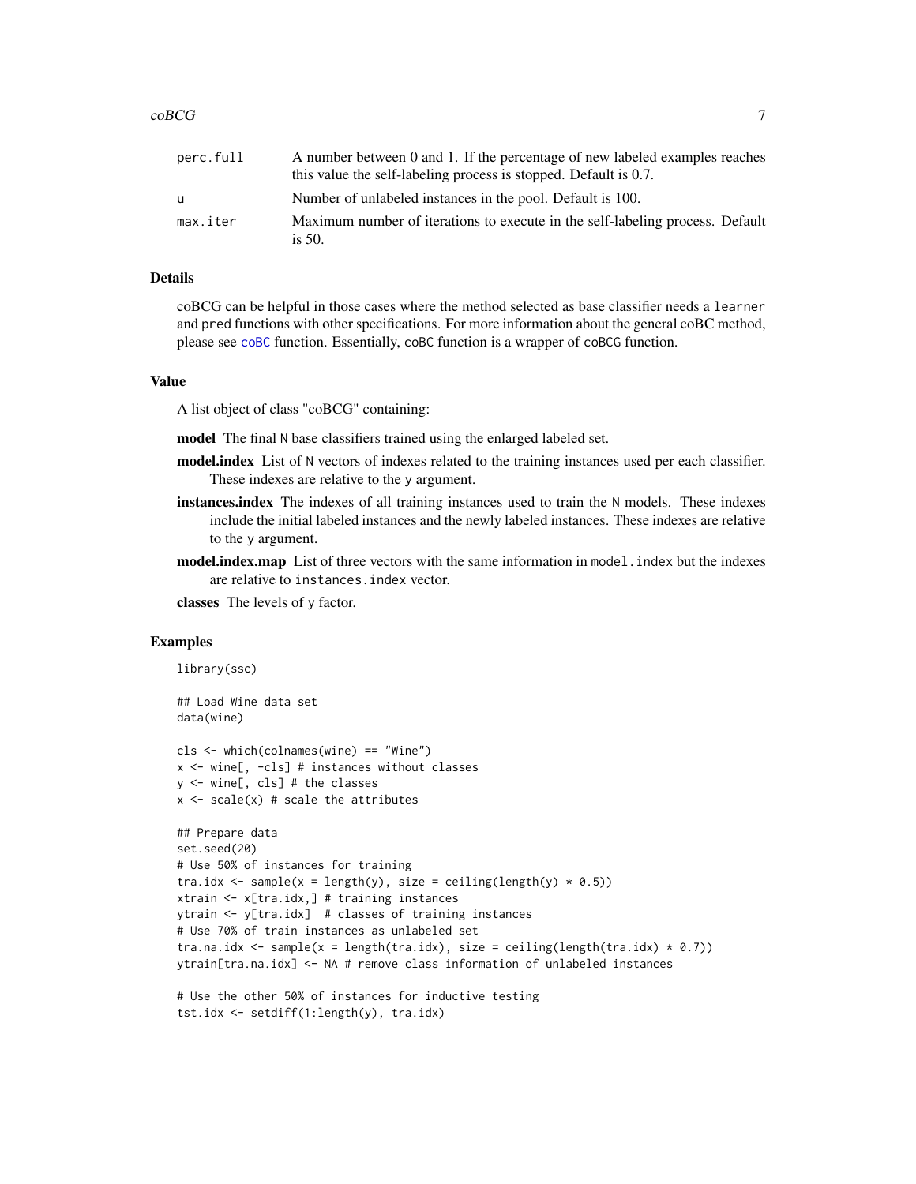| | |
|---|---|
| perc.full | A number between 0 and 1. If the percentage of new labeled examples reaches this value the self-labeling process is stopped. Default is 0.7. |
| u | Number of unlabeled instances in the pool. Default is 100. |
| max.iter | Maximum number of iterations to execute in the self-labeling process. Default is 50. |

## Details

coBCG can be helpful in those cases where the method selected as base classifier needs a `learner` and `pred` functions with other specifications. For more information about the general coBC method, please see `coBC` function. Essentially, `coBC` function is a wrapper of `coBCG` function.

## Value

A list object of class "coBCG" containing:

**model** The final `N` base classifiers trained using the enlarged labeled set.

**model.index** List of `N` vectors of indexes related to the training instances used per each classifier. These indexes are relative to the `y` argument.

**instances.index** The indexes of all training instances used to train the `N` models. These indexes include the initial labeled instances and the newly labeled instances. These indexes are relative to the `y` argument.

**model.index.map** List of three vectors with the same information in `model.index` but the indexes are relative to `instances.index` vector.

**classes** The levels of `y` factor.

## Examples

```
library(ssc)

## Load Wine data set
data(wine)

cls <- which(colnames(wine) == "Wine")
x <- wine[, -cls] # instances without classes
y <- wine[, cls] # the classes
x <- scale(x) # scale the attributes

## Prepare data
set.seed(20)
# Use 50% of instances for training
tra.idx <- sample(x = length(y), size = ceiling(length(y) * 0.5))
xtrain <- x[tra.idx,] # training instances
ytrain <- y[tra.idx]  # classes of training instances
# Use 70% of train instances as unlabeled set
tra.na.idx <- sample(x = length(tra.idx), size = ceiling(length(tra.idx) * 0.7))
ytrain[tra.na.idx] <- NA # remove class information of unlabeled instances

# Use the other 50% of instances for inductive testing
tst.idx <- setdiff(1:length(y), tra.idx)
```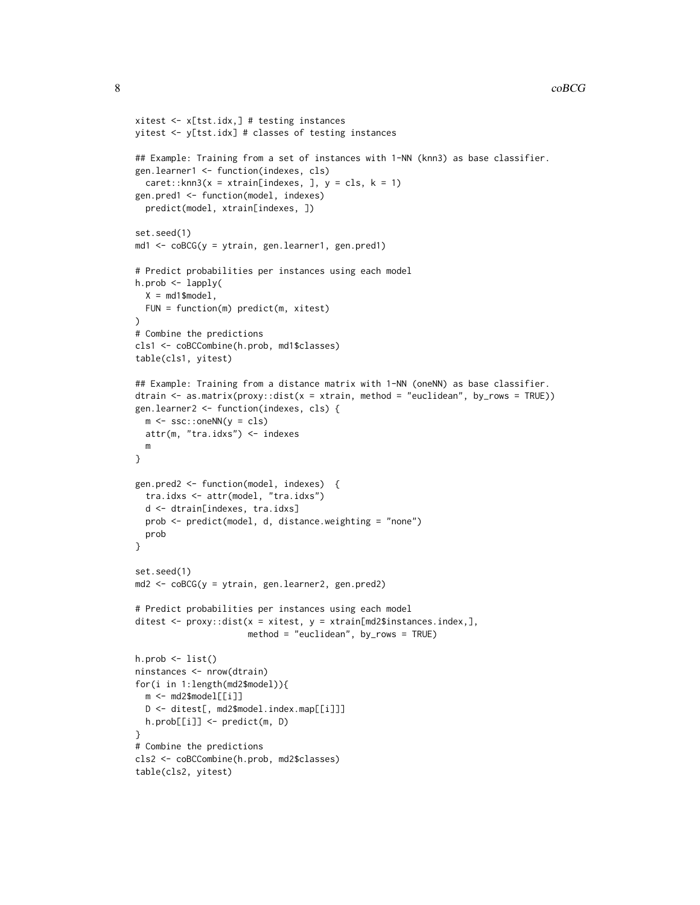```
xitest <- x[tst.idx,] # testing instances
yitest <- y[tst.idx] # classes of testing instances

## Example: Training from a set of instances with 1-NN (knn3) as base classifier.
gen.learner1 <- function(indexes, cls)
  caret::knn3(x = xtrain[indexes, ], y = cls, k = 1)
gen.pred1 <- function(model, indexes)
  predict(model, xtrain[indexes, ])

set.seed(1)
md1 <- coBCG(y = ytrain, gen.learner1, gen.pred1)

# Predict probabilities per instances using each model
h.prob <- lapply(
  X = md1$model,
  FUN = function(m) predict(m, xitest)
)
# Combine the predictions
cls1 <- coBCCombine(h.prob, md1$classes)
table(cls1, yitest)

## Example: Training from a distance matrix with 1-NN (oneNN) as base classifier.
dtrain <- as.matrix(proxy::dist(x = xtrain, method = "euclidean", by_rows = TRUE))
gen.learner2 <- function(indexes, cls) {
  m <- ssc::oneNN(y = cls)
  attr(m, "tra.idxs") <- indexes
  m
}

gen.pred2 <- function(model, indexes)  {
  tra.idxs <- attr(model, "tra.idxs")
  d <- dtrain[indexes, tra.idxs]
  prob <- predict(model, d, distance.weighting = "none")
  prob
}

set.seed(1)
md2 <- coBCG(y = ytrain, gen.learner2, gen.pred2)

# Predict probabilities per instances using each model
ditest <- proxy::dist(x = xitest, y = xtrain[md2$instances.index,],
                      method = "euclidean", by_rows = TRUE)

h.prob <- list()
ninstances <- nrow(dtrain)
for(i in 1:length(md2$model)){
  m <- md2$model[[i]]
  D <- ditest[, md2$model.index.map[[i]]]
  h.prob[[i]] <- predict(m, D)
}
# Combine the predictions
cls2 <- coBCCombine(h.prob, md2$classes)
table(cls2, yitest)
```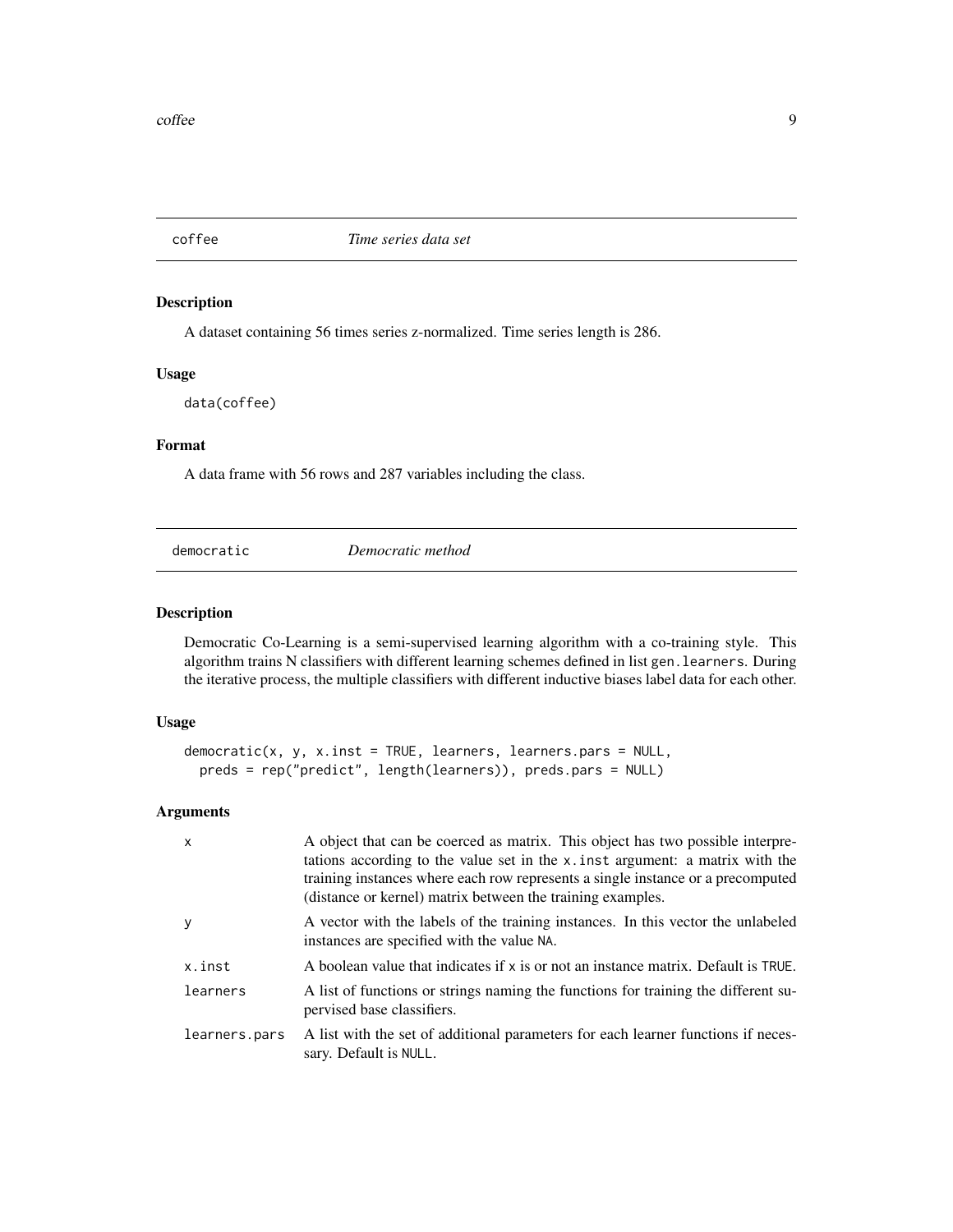## coffee *Time series data set*

### Description

A dataset containing 56 times series z-normalized. Time series length is 286.

### Usage

```
data(coffee)
```

### Format

A data frame with 56 rows and 287 variables including the class.

## democratic *Democratic method*

### Description

Democratic Co-Learning is a semi-supervised learning algorithm with a co-training style. This algorithm trains N classifiers with different learning schemes defined in list gen.learners. During the iterative process, the multiple classifiers with different inductive biases label data for each other.

### Usage

```
democratic(x, y, x.inst = TRUE, learners, learners.pars = NULL,
  preds = rep("predict", length(learners)), preds.pars = NULL)
```

### Arguments

| | |
|---|---|
| x | A object that can be coerced as matrix. This object has two possible interpretations according to the value set in the x.inst argument: a matrix with the training instances where each row represents a single instance or a precomputed (distance or kernel) matrix between the training examples. |
| y | A vector with the labels of the training instances. In this vector the unlabeled instances are specified with the value NA. |
| x.inst | A boolean value that indicates if x is or not an instance matrix. Default is TRUE. |
| learners | A list of functions or strings naming the functions for training the different supervised base classifiers. |
| learners.pars | A list with the set of additional parameters for each learner functions if necessary. Default is NULL. |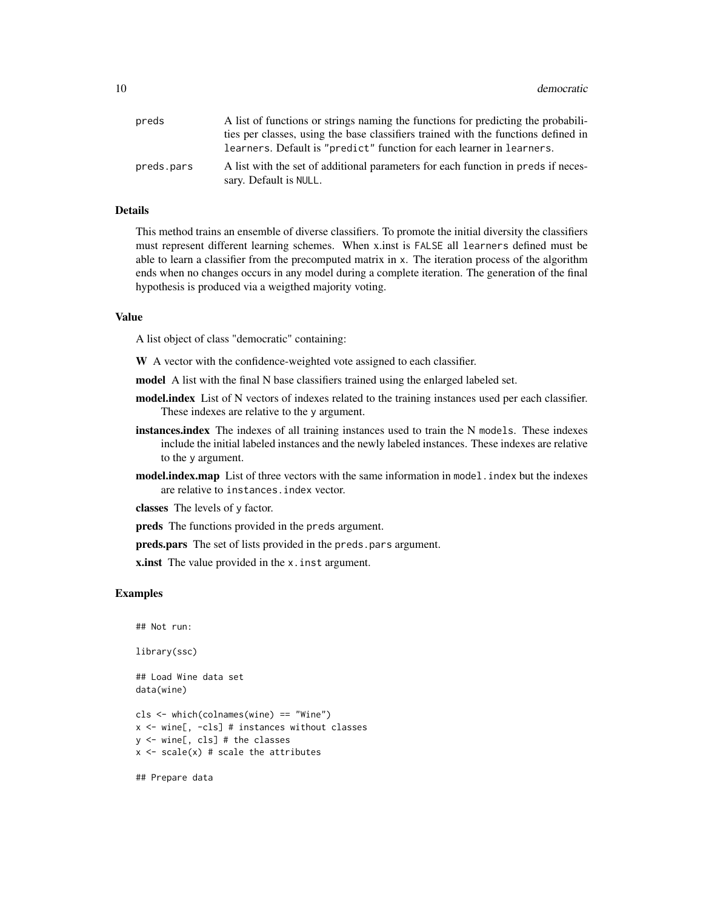| | |
|---|---|
| preds | A list of functions or strings naming the functions for predicting the probabilities per classes, using the base classifiers trained with the functions defined in learners. Default is "predict" function for each learner in learners. |
| preds.pars | A list with the set of additional parameters for each function in preds if necessary. Default is NULL. |

### Details

This method trains an ensemble of diverse classifiers. To promote the initial diversity the classifiers must represent different learning schemes. When x.inst is FALSE all learners defined must be able to learn a classifier from the precomputed matrix in x. The iteration process of the algorithm ends when no changes occurs in any model during a complete iteration. The generation of the final hypothesis is produced via a weigthed majority voting.

### Value

A list object of class "democratic" containing:

**W** A vector with the confidence-weighted vote assigned to each classifier.

**model** A list with the final N base classifiers trained using the enlarged labeled set.

**model.index** List of N vectors of indexes related to the training instances used per each classifier. These indexes are relative to the y argument.

**instances.index** The indexes of all training instances used to train the N models. These indexes include the initial labeled instances and the newly labeled instances. These indexes are relative to the y argument.

**model.index.map** List of three vectors with the same information in model.index but the indexes are relative to instances.index vector.

**classes** The levels of y factor.

**preds** The functions provided in the preds argument.

**preds.pars** The set of lists provided in the preds.pars argument.

**x.inst** The value provided in the x.inst argument.

### Examples

```
## Not run:

library(ssc)

## Load Wine data set
data(wine)

cls <- which(colnames(wine) == "Wine")
x <- wine[, -cls] # instances without classes
y <- wine[, cls] # the classes
x <- scale(x) # scale the attributes

## Prepare data
```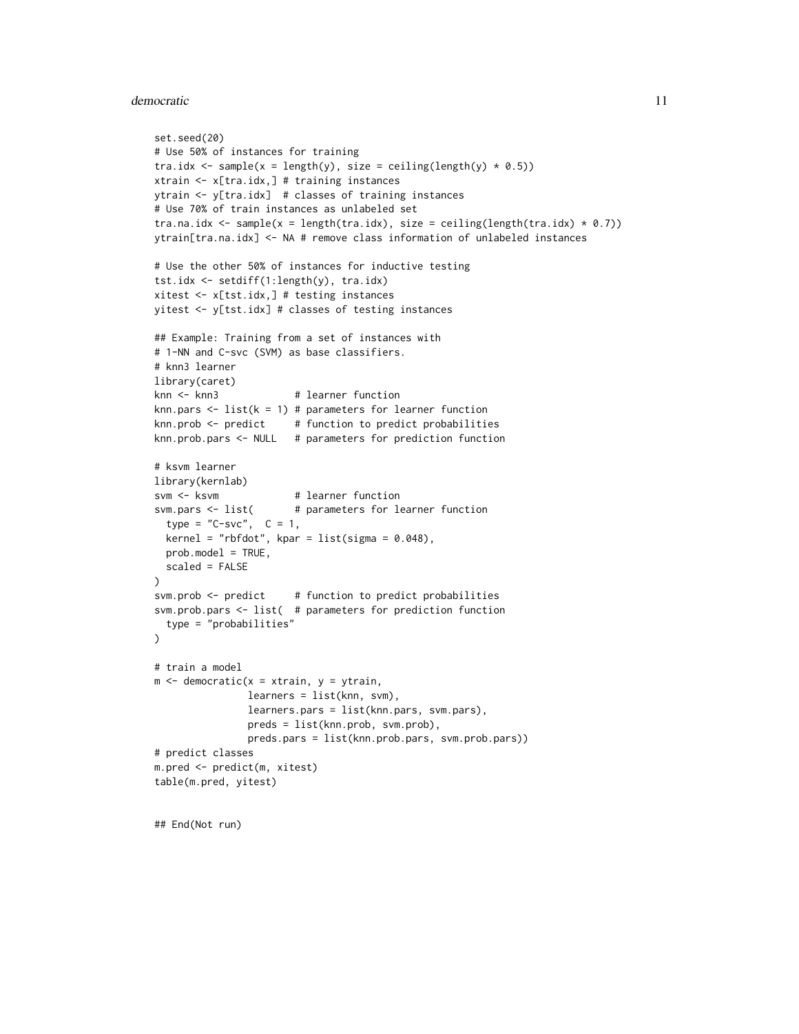```
set.seed(20)
# Use 50% of instances for training
tra.idx <- sample(x = length(y), size = ceiling(length(y) * 0.5))
xtrain <- x[tra.idx,] # training instances
ytrain <- y[tra.idx]  # classes of training instances
# Use 70% of train instances as unlabeled set
tra.na.idx <- sample(x = length(tra.idx), size = ceiling(length(tra.idx) * 0.7))
ytrain[tra.na.idx] <- NA # remove class information of unlabeled instances

# Use the other 50% of instances for inductive testing
tst.idx <- setdiff(1:length(y), tra.idx)
xitest <- x[tst.idx,] # testing instances
yitest <- y[tst.idx] # classes of testing instances

## Example: Training from a set of instances with
# 1-NN and C-svc (SVM) as base classifiers.
# knn3 learner
library(caret)
knn <- knn3             # learner function
knn.pars <- list(k = 1) # parameters for learner function
knn.prob <- predict     # function to predict probabilities
knn.prob.pars <- NULL   # parameters for prediction function

# ksvm learner
library(kernlab)
svm <- ksvm             # learner function
svm.pars <- list(       # parameters for learner function
  type = "C-svc",  C = 1,
  kernel = "rbfdot", kpar = list(sigma = 0.048),
  prob.model = TRUE,
  scaled = FALSE
)
svm.prob <- predict     # function to predict probabilities
svm.prob.pars <- list(  # parameters for prediction function
  type = "probabilities"
)

# train a model
m <- democratic(x = xtrain, y = ytrain,
                learners = list(knn, svm),
                learners.pars = list(knn.pars, svm.pars),
                preds = list(knn.prob, svm.prob),
                preds.pars = list(knn.prob.pars, svm.prob.pars))
# predict classes
m.pred <- predict(m, xitest)
table(m.pred, yitest)


## End(Not run)
```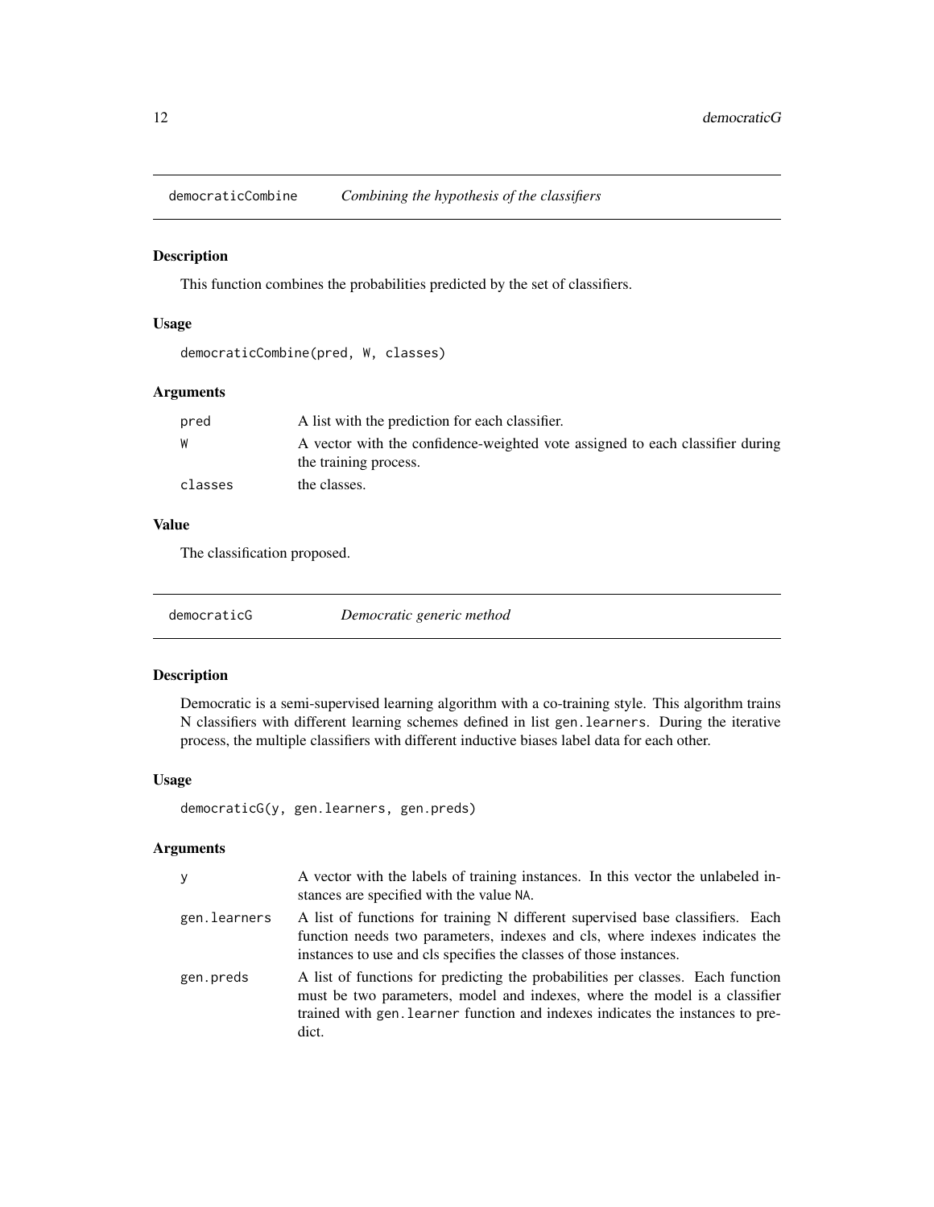## democraticCombine — *Combining the hypothesis of the classifiers*

### Description

This function combines the probabilities predicted by the set of classifiers.

### Usage

```
democraticCombine(pred, W, classes)
```

### Arguments

| | |
|---|---|
| pred | A list with the prediction for each classifier. |
| W | A vector with the confidence-weighted vote assigned to each classifier during the training process. |
| classes | the classes. |

### Value

The classification proposed.

## democraticG — *Democratic generic method*

### Description

Democratic is a semi-supervised learning algorithm with a co-training style. This algorithm trains N classifiers with different learning schemes defined in list `gen.learners`. During the iterative process, the multiple classifiers with different inductive biases label data for each other.

### Usage

```
democraticG(y, gen.learners, gen.preds)
```

### Arguments

| | |
|---|---|
| y | A vector with the labels of training instances. In this vector the unlabeled instances are specified with the value `NA`. |
| gen.learners | A list of functions for training N different supervised base classifiers. Each function needs two parameters, indexes and cls, where indexes indicates the instances to use and cls specifies the classes of those instances. |
| gen.preds | A list of functions for predicting the probabilities per classes. Each function must be two parameters, model and indexes, where the model is a classifier trained with `gen.learner` function and indexes indicates the instances to predict. |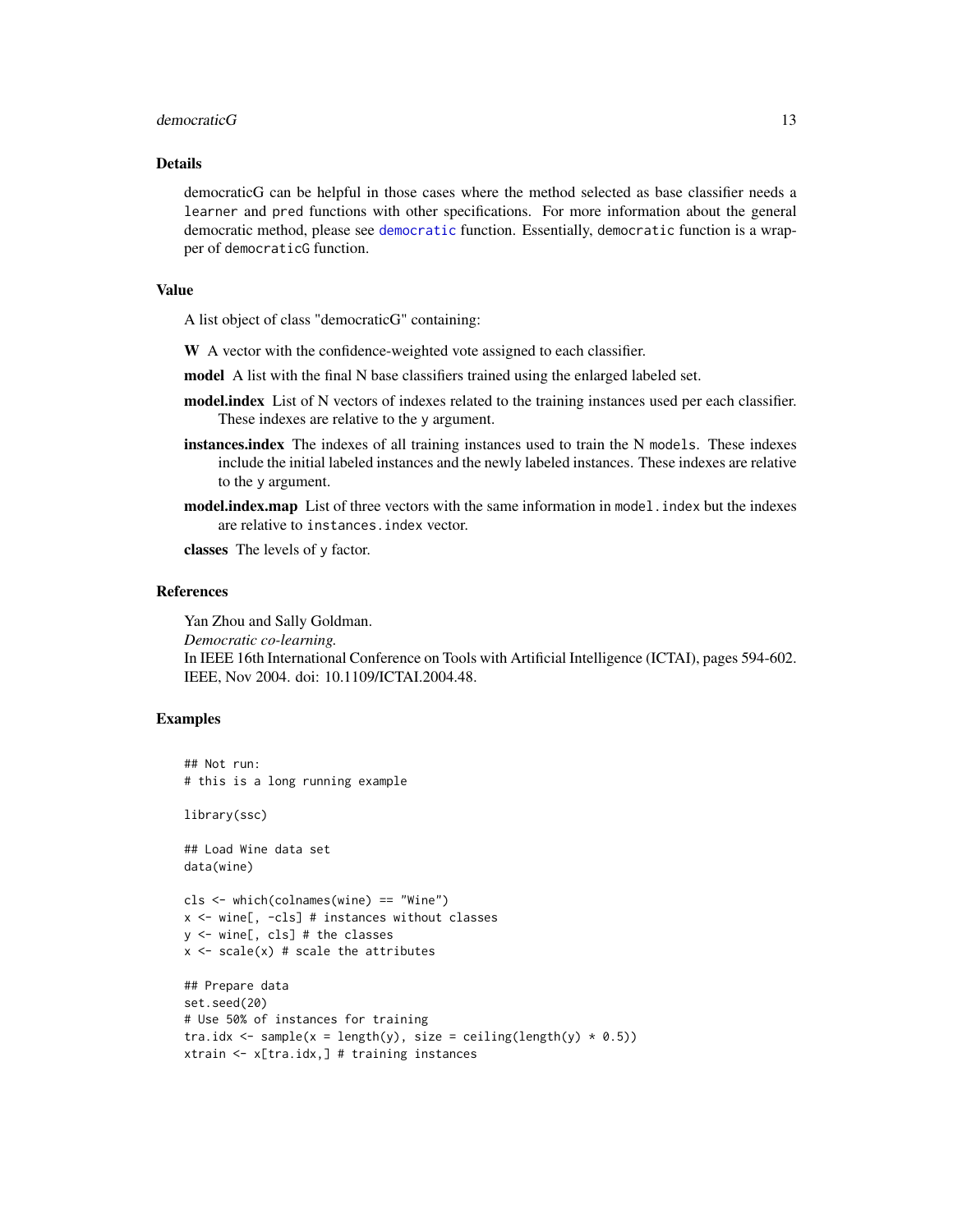### Details

democraticG can be helpful in those cases where the method selected as base classifier needs a `learner` and `pred` functions with other specifications. For more information about the general democratic method, please see `democratic` function. Essentially, `democratic` function is a wrapper of `democraticG` function.

### Value

A list object of class "democraticG" containing:

**W** A vector with the confidence-weighted vote assigned to each classifier.

**model** A list with the final N base classifiers trained using the enlarged labeled set.

**model.index** List of N vectors of indexes related to the training instances used per each classifier. These indexes are relative to the `y` argument.

**instances.index** The indexes of all training instances used to train the N `models`. These indexes include the initial labeled instances and the newly labeled instances. These indexes are relative to the `y` argument.

**model.index.map** List of three vectors with the same information in `model.index` but the indexes are relative to `instances.index` vector.

**classes** The levels of `y` factor.

### References

Yan Zhou and Sally Goldman.
*Democratic co-learning.*
In IEEE 16th International Conference on Tools with Artificial Intelligence (ICTAI), pages 594-602. IEEE, Nov 2004. doi: 10.1109/ICTAI.2004.48.

### Examples

```
## Not run:
# this is a long running example

library(ssc)

## Load Wine data set
data(wine)

cls <- which(colnames(wine) == "Wine")
x <- wine[, -cls] # instances without classes
y <- wine[, cls] # the classes
x <- scale(x) # scale the attributes

## Prepare data
set.seed(20)
# Use 50% of instances for training
tra.idx <- sample(x = length(y), size = ceiling(length(y) * 0.5))
xtrain <- x[tra.idx,] # training instances
```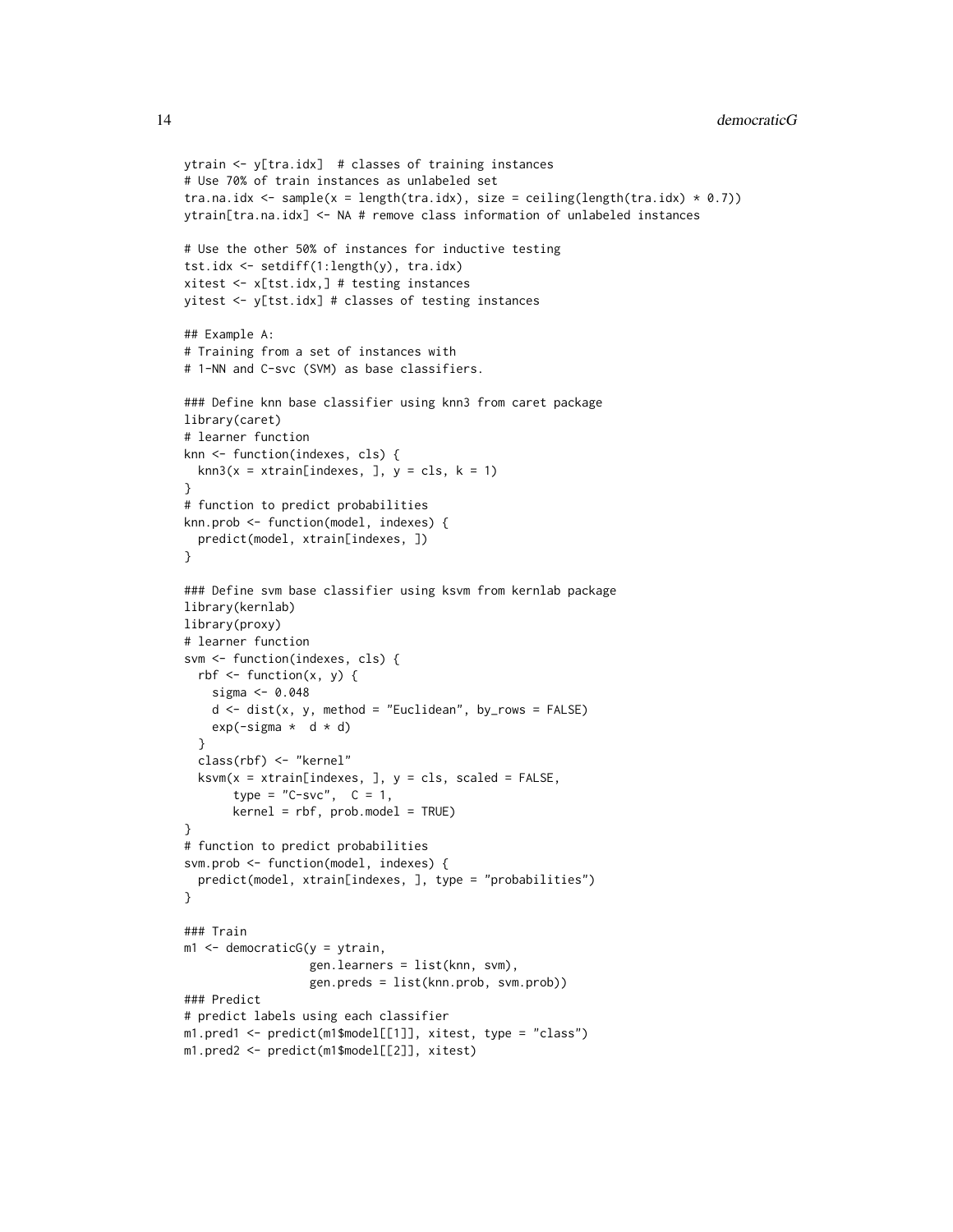```
ytrain <- y[tra.idx]  # classes of training instances
# Use 70% of train instances as unlabeled set
tra.na.idx <- sample(x = length(tra.idx), size = ceiling(length(tra.idx) * 0.7))
ytrain[tra.na.idx] <- NA # remove class information of unlabeled instances

# Use the other 50% of instances for inductive testing
tst.idx <- setdiff(1:length(y), tra.idx)
xitest <- x[tst.idx,] # testing instances
yitest <- y[tst.idx] # classes of testing instances

## Example A:
# Training from a set of instances with
# 1-NN and C-svc (SVM) as base classifiers.

### Define knn base classifier using knn3 from caret package
library(caret)
# learner function
knn <- function(indexes, cls) {
  knn3(x = xtrain[indexes, ], y = cls, k = 1)
}
# function to predict probabilities
knn.prob <- function(model, indexes) {
  predict(model, xtrain[indexes, ])
}

### Define svm base classifier using ksvm from kernlab package
library(kernlab)
library(proxy)
# learner function
svm <- function(indexes, cls) {
  rbf <- function(x, y) {
    sigma <- 0.048
    d <- dist(x, y, method = "Euclidean", by_rows = FALSE)
    exp(-sigma *  d * d)
  }
  class(rbf) <- "kernel"
  ksvm(x = xtrain[indexes, ], y = cls, scaled = FALSE,
       type = "C-svc",  C = 1,
       kernel = rbf, prob.model = TRUE)
}
# function to predict probabilities
svm.prob <- function(model, indexes) {
  predict(model, xtrain[indexes, ], type = "probabilities")
}

### Train
m1 <- democraticG(y = ytrain,
                  gen.learners = list(knn, svm),
                  gen.preds = list(knn.prob, svm.prob))
### Predict
# predict labels using each classifier
m1.pred1 <- predict(m1$model[[1]], xitest, type = "class")
m1.pred2 <- predict(m1$model[[2]], xitest)
```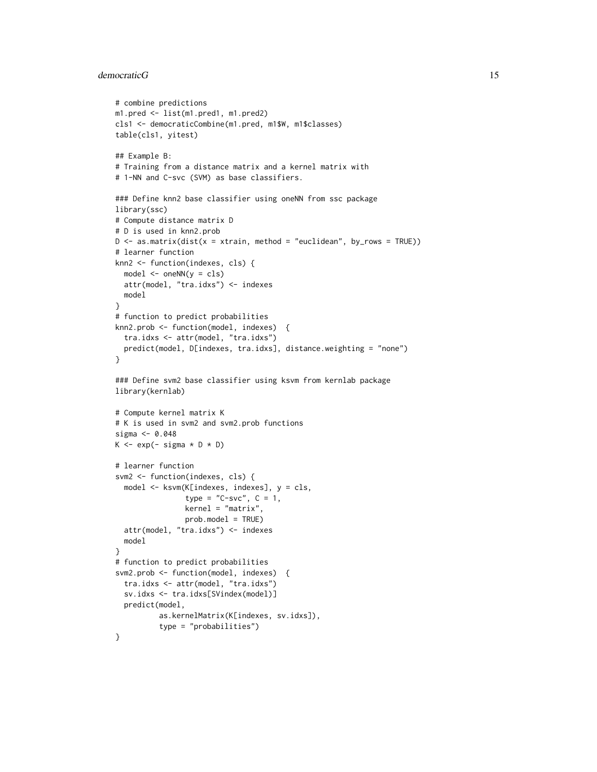```
# combine predictions
m1.pred <- list(m1.pred1, m1.pred2)
cls1 <- democraticCombine(m1.pred, m1$W, m1$classes)
table(cls1, yitest)

## Example B:
# Training from a distance matrix and a kernel matrix with
# 1-NN and C-svc (SVM) as base classifiers.

### Define knn2 base classifier using oneNN from ssc package
library(ssc)
# Compute distance matrix D
# D is used in knn2.prob
D <- as.matrix(dist(x = xtrain, method = "euclidean", by_rows = TRUE))
# learner function
knn2 <- function(indexes, cls) {
  model <- oneNN(y = cls)
  attr(model, "tra.idxs") <- indexes
  model
}
# function to predict probabilities
knn2.prob <- function(model, indexes)  {
  tra.idxs <- attr(model, "tra.idxs")
  predict(model, D[indexes, tra.idxs], distance.weighting = "none")
}

### Define svm2 base classifier using ksvm from kernlab package
library(kernlab)

# Compute kernel matrix K
# K is used in svm2 and svm2.prob functions
sigma <- 0.048
K <- exp(- sigma * D * D)

# learner function
svm2 <- function(indexes, cls) {
  model <- ksvm(K[indexes, indexes], y = cls,
                type = "C-svc", C = 1,
                kernel = "matrix",
                prob.model = TRUE)
  attr(model, "tra.idxs") <- indexes
  model
}
# function to predict probabilities
svm2.prob <- function(model, indexes)  {
  tra.idxs <- attr(model, "tra.idxs")
  sv.idxs <- tra.idxs[SVindex(model)]
  predict(model,
          as.kernelMatrix(K[indexes, sv.idxs]),
          type = "probabilities")
}
```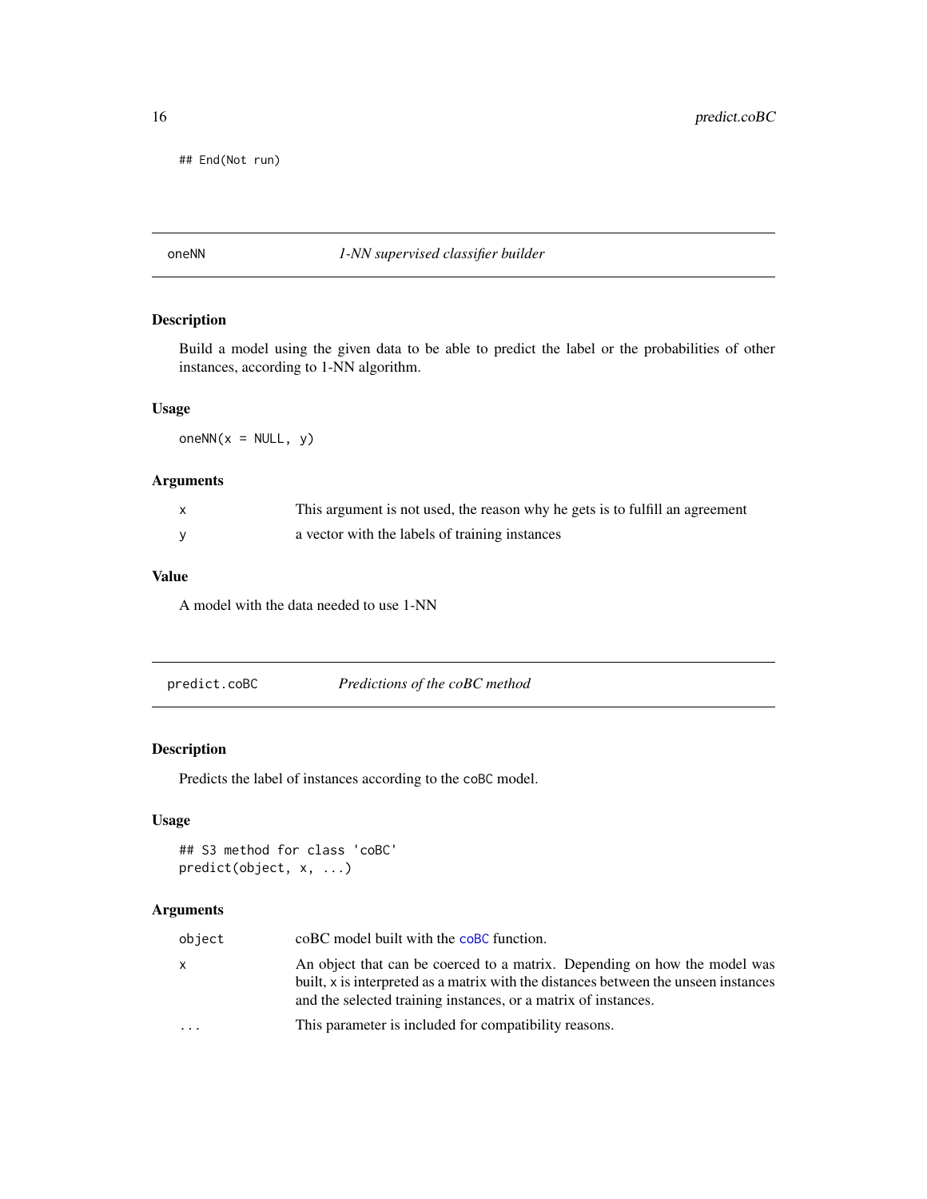```
## End(Not run)
```

## oneNN — *1-NN supervised classifier builder*

### Description

Build a model using the given data to be able to predict the label or the probabilities of other instances, according to 1-NN algorithm.

### Usage

```
oneNN(x = NULL, y)
```

### Arguments

| | |
|---|---|
| x | This argument is not used, the reason why he gets is to fulfill an agreement |
| y | a vector with the labels of training instances |

### Value

A model with the data needed to use 1-NN

## predict.coBC — *Predictions of the coBC method*

### Description

Predicts the label of instances according to the coBC model.

### Usage

```
## S3 method for class 'coBC'
predict(object, x, ...)
```

### Arguments

| | |
|---|---|
| object | coBC model built with the coBC function. |
| x | An object that can be coerced to a matrix. Depending on how the model was built, x is interpreted as a matrix with the distances between the unseen instances and the selected training instances, or a matrix of instances. |
| ... | This parameter is included for compatibility reasons. |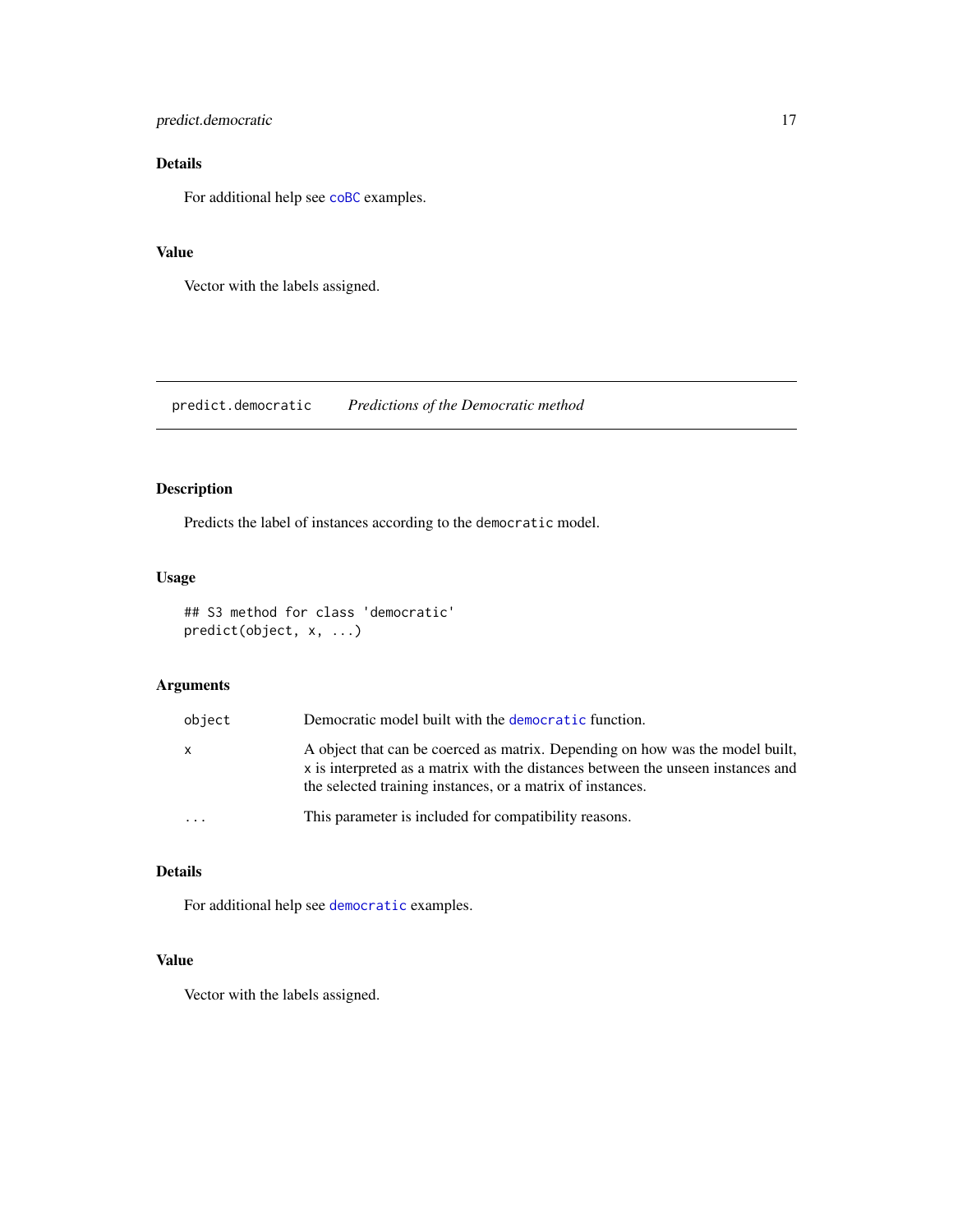### Details

For additional help see coBC examples.

### Value

Vector with the labels assigned.

---

## predict.democratic — *Predictions of the Democratic method*

### Description

Predicts the label of instances according to the democratic model.

### Usage

```
## S3 method for class 'democratic'
predict(object, x, ...)
```

### Arguments

| | |
|---|---|
| object | Democratic model built with the democratic function. |
| x | A object that can be coerced as matrix. Depending on how was the model built, x is interpreted as a matrix with the distances between the unseen instances and the selected training instances, or a matrix of instances. |
| ... | This parameter is included for compatibility reasons. |

### Details

For additional help see democratic examples.

### Value

Vector with the labels assigned.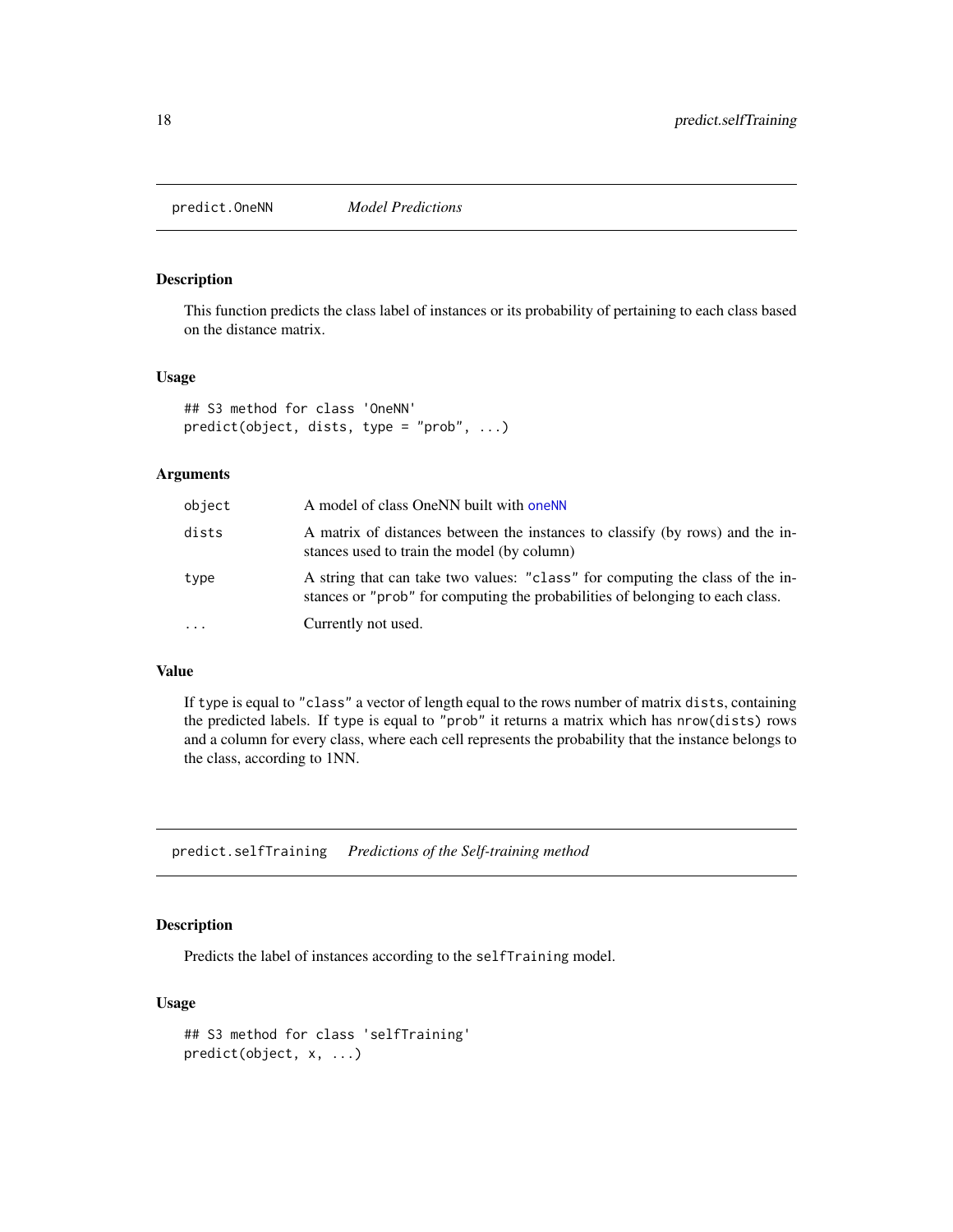## predict.OneNN *Model Predictions*

### Description

This function predicts the class label of instances or its probability of pertaining to each class based on the distance matrix.

### Usage

```
## S3 method for class 'OneNN'
predict(object, dists, type = "prob", ...)
```

### Arguments

| | |
|---|---|
| `object` | A model of class OneNN built with `oneNN` |
| `dists` | A matrix of distances between the instances to classify (by rows) and the instances used to train the model (by column) |
| `type` | A string that can take two values: `"class"` for computing the class of the instances or `"prob"` for computing the probabilities of belonging to each class. |
| `...` | Currently not used. |

### Value

If `type` is equal to `"class"` a vector of length equal to the rows number of matrix `dists`, containing the predicted labels. If `type` is equal to `"prob"` it returns a matrix which has `nrow(dists)` rows and a column for every class, where each cell represents the probability that the instance belongs to the class, according to 1NN.

## predict.selfTraining *Predictions of the Self-training method*

### Description

Predicts the label of instances according to the `selfTraining` model.

### Usage

```
## S3 method for class 'selfTraining'
predict(object, x, ...)
```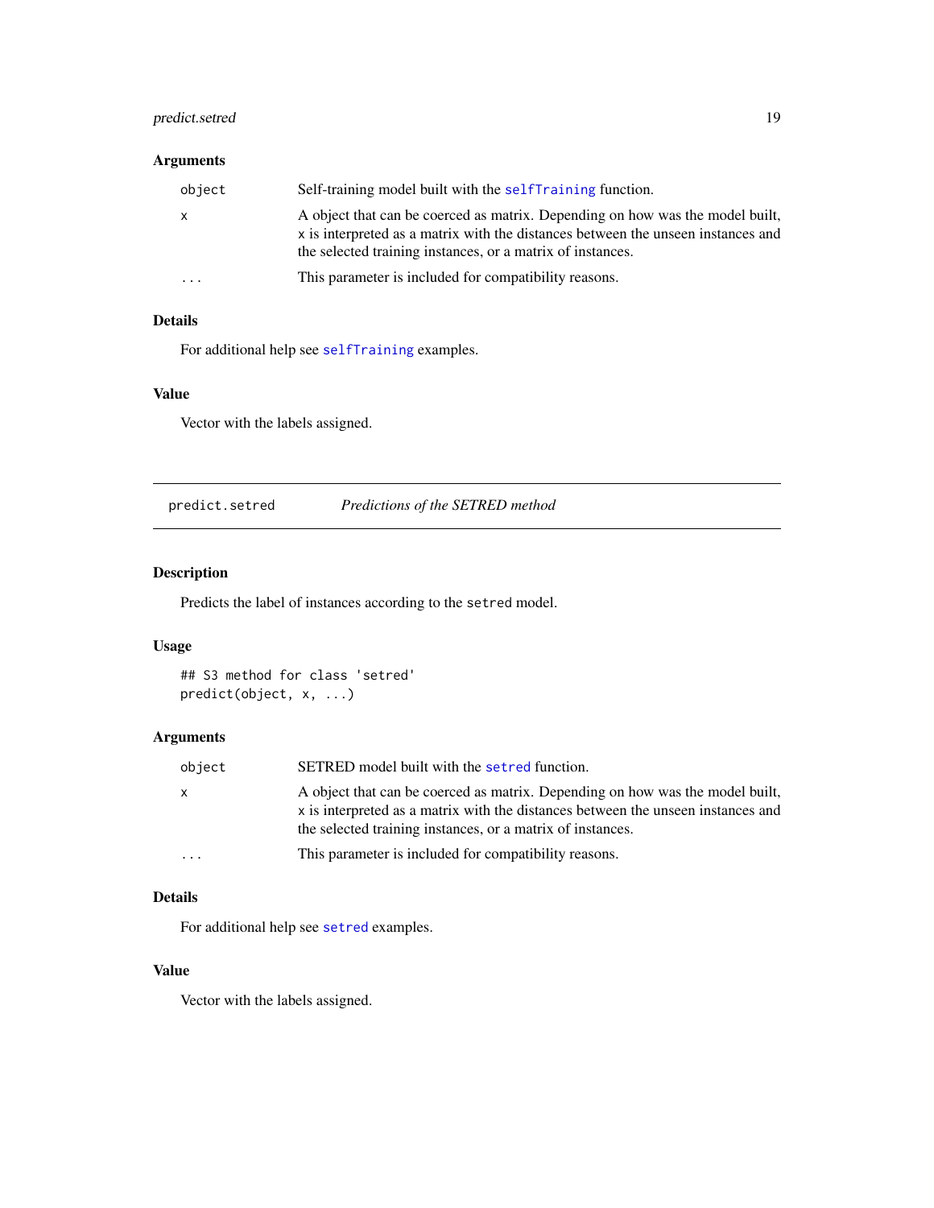### Arguments

| | |
|---|---|
| `object` | Self-training model built with the `selfTraining` function. |
| `x` | A object that can be coerced as matrix. Depending on how was the model built, `x` is interpreted as a matrix with the distances between the unseen instances and the selected training instances, or a matrix of instances. |
| `...` | This parameter is included for compatibility reasons. |

### Details

For additional help see `selfTraining` examples.

### Value

Vector with the labels assigned.

---

## predict.setred — *Predictions of the SETRED method*

### Description

Predicts the label of instances according to the `setred` model.

### Usage

```
## S3 method for class 'setred'
predict(object, x, ...)
```

### Arguments

| | |
|---|---|
| `object` | SETRED model built with the `setred` function. |
| `x` | A object that can be coerced as matrix. Depending on how was the model built, `x` is interpreted as a matrix with the distances between the unseen instances and the selected training instances, or a matrix of instances. |
| `...` | This parameter is included for compatibility reasons. |

### Details

For additional help see `setred` examples.

### Value

Vector with the labels assigned.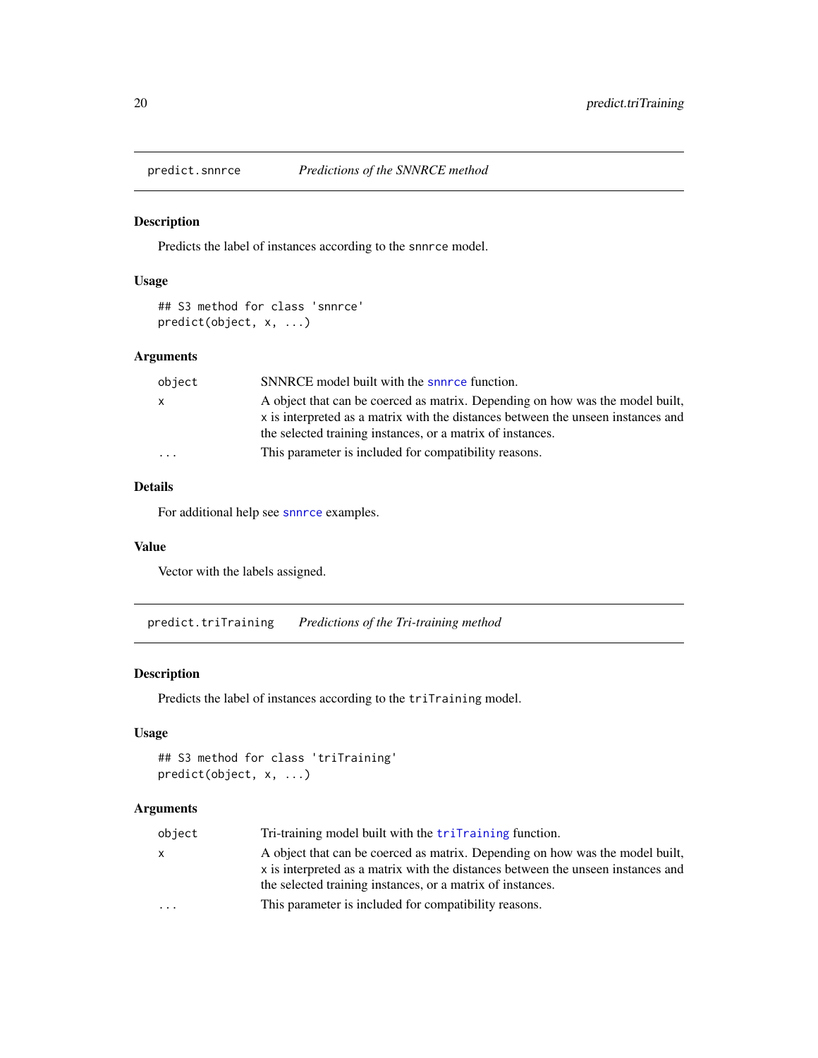## predict.snnrce — *Predictions of the SNNRCE method*

### Description

Predicts the label of instances according to the `snnrce` model.

### Usage

```
## S3 method for class 'snnrce'
predict(object, x, ...)
```

### Arguments

| | |
|---|---|
| `object` | SNNRCE model built with the `snnrce` function. |
| `x` | A object that can be coerced as matrix. Depending on how was the model built, `x` is interpreted as a matrix with the distances between the unseen instances and the selected training instances, or a matrix of instances. |
| `...` | This parameter is included for compatibility reasons. |

### Details

For additional help see `snnrce` examples.

### Value

Vector with the labels assigned.

## predict.triTraining — *Predictions of the Tri-training method*

### Description

Predicts the label of instances according to the `triTraining` model.

### Usage

```
## S3 method for class 'triTraining'
predict(object, x, ...)
```

### Arguments

| | |
|---|---|
| `object` | Tri-training model built with the `triTraining` function. |
| `x` | A object that can be coerced as matrix. Depending on how was the model built, `x` is interpreted as a matrix with the distances between the unseen instances and the selected training instances, or a matrix of instances. |
| `...` | This parameter is included for compatibility reasons. |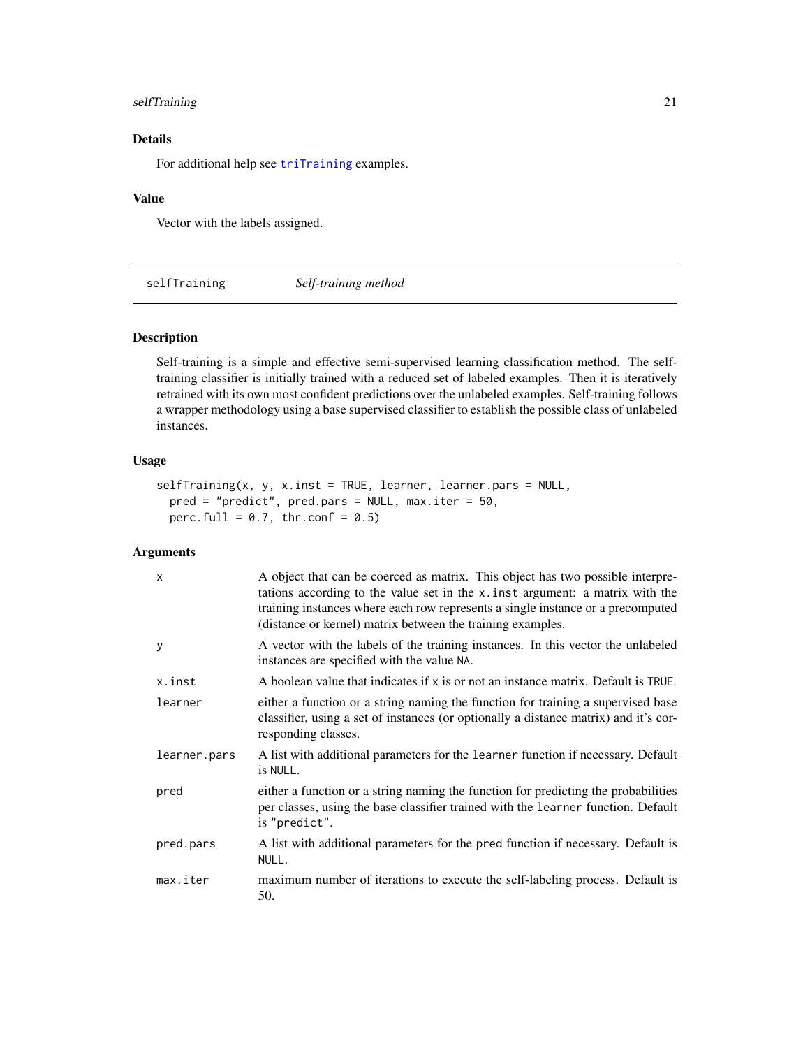## Details

For additional help see `triTraining` examples.

## Value

Vector with the labels assigned.

---

# selfTraining *Self-training method*

## Description

Self-training is a simple and effective semi-supervised learning classification method. The self-training classifier is initially trained with a reduced set of labeled examples. Then it is iteratively retrained with its own most confident predictions over the unlabeled examples. Self-training follows a wrapper methodology using a base supervised classifier to establish the possible class of unlabeled instances.

## Usage

```
selfTraining(x, y, x.inst = TRUE, learner, learner.pars = NULL,
  pred = "predict", pred.pars = NULL, max.iter = 50,
  perc.full = 0.7, thr.conf = 0.5)
```

## Arguments

| | |
|---|---|
| `x` | A object that can be coerced as matrix. This object has two possible interpretations according to the value set in the `x.inst` argument: a matrix with the training instances where each row represents a single instance or a precomputed (distance or kernel) matrix between the training examples. |
| `y` | A vector with the labels of the training instances. In this vector the unlabeled instances are specified with the value `NA`. |
| `x.inst` | A boolean value that indicates if `x` is or not an instance matrix. Default is `TRUE`. |
| `learner` | either a function or a string naming the function for training a supervised base classifier, using a set of instances (or optionally a distance matrix) and it's corresponding classes. |
| `learner.pars` | A list with additional parameters for the `learner` function if necessary. Default is `NULL`. |
| `pred` | either a function or a string naming the function for predicting the probabilities per classes, using the base classifier trained with the `learner` function. Default is `"predict"`. |
| `pred.pars` | A list with additional parameters for the `pred` function if necessary. Default is `NULL`. |
| `max.iter` | maximum number of iterations to execute the self-labeling process. Default is 50. |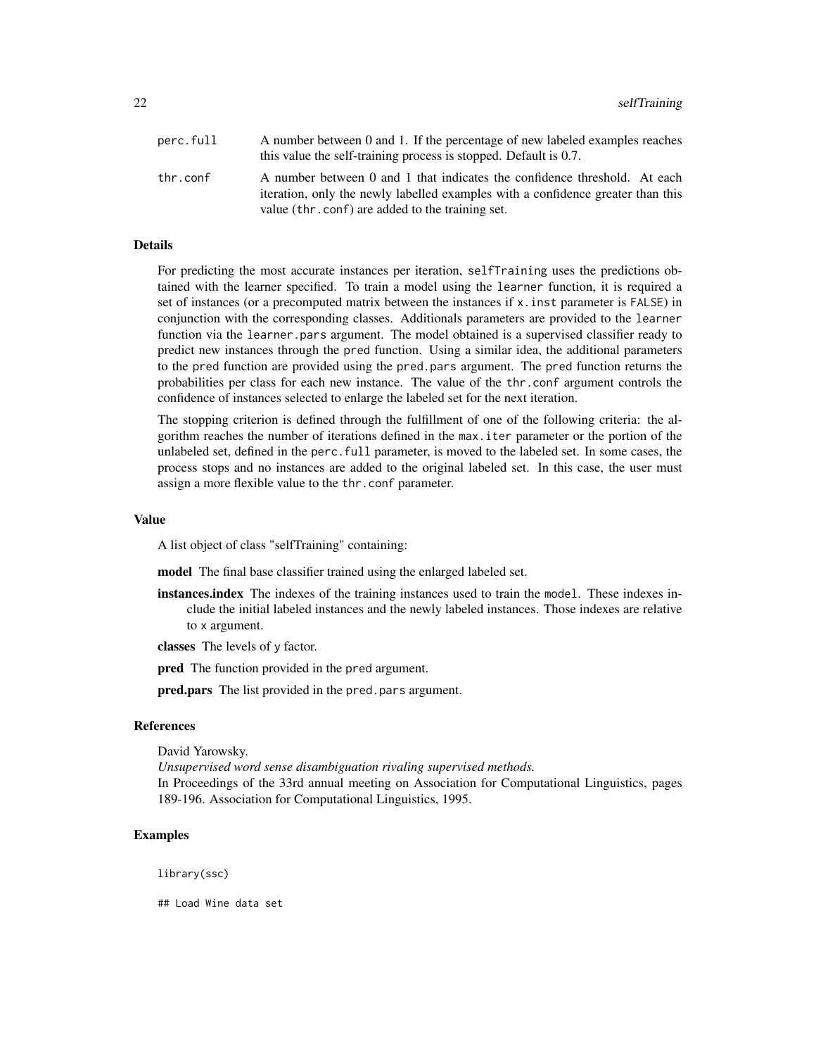| | |
|---|---|
| perc.full | A number between 0 and 1. If the percentage of new labeled examples reaches this value the self-training process is stopped. Default is 0.7. |
| thr.conf | A number between 0 and 1 that indicates the confidence threshold. At each iteration, only the newly labelled examples with a confidence greater than this value (thr.conf) are added to the training set. |

## Details

For predicting the most accurate instances per iteration, selfTraining uses the predictions obtained with the learner specified. To train a model using the learner function, it is required a set of instances (or a precomputed matrix between the instances if x.inst parameter is FALSE) in conjunction with the corresponding classes. Additionals parameters are provided to the learner function via the learner.pars argument. The model obtained is a supervised classifier ready to predict new instances through the pred function. Using a similar idea, the additional parameters to the pred function are provided using the pred.pars argument. The pred function returns the probabilities per class for each new instance. The value of the thr.conf argument controls the confidence of instances selected to enlarge the labeled set for the next iteration.

The stopping criterion is defined through the fulfillment of one of the following criteria: the algorithm reaches the number of iterations defined in the max.iter parameter or the portion of the unlabeled set, defined in the perc.full parameter, is moved to the labeled set. In some cases, the process stops and no instances are added to the original labeled set. In this case, the user must assign a more flexible value to the thr.conf parameter.

## Value

A list object of class "selfTraining" containing:

**model** The final base classifier trained using the enlarged labeled set.

**instances.index** The indexes of the training instances used to train the model. These indexes include the initial labeled instances and the newly labeled instances. Those indexes are relative to x argument.

**classes** The levels of y factor.

**pred** The function provided in the pred argument.

**pred.pars** The list provided in the pred.pars argument.

## References

David Yarowsky.
*Unsupervised word sense disambiguation rivaling supervised methods.*
In Proceedings of the 33rd annual meeting on Association for Computational Linguistics, pages 189-196. Association for Computational Linguistics, 1995.

## Examples

```
library(ssc)

## Load Wine data set
```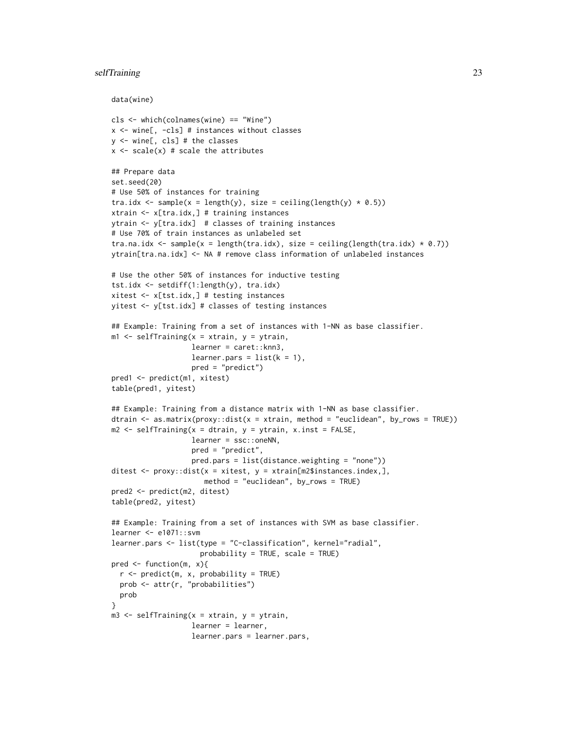```
data(wine)

cls <- which(colnames(wine) == "Wine")
x <- wine[, -cls] # instances without classes
y <- wine[, cls] # the classes
x <- scale(x) # scale the attributes

## Prepare data
set.seed(20)
# Use 50% of instances for training
tra.idx <- sample(x = length(y), size = ceiling(length(y) * 0.5))
xtrain <- x[tra.idx,] # training instances
ytrain <- y[tra.idx]  # classes of training instances
# Use 70% of train instances as unlabeled set
tra.na.idx <- sample(x = length(tra.idx), size = ceiling(length(tra.idx) * 0.7))
ytrain[tra.na.idx] <- NA # remove class information of unlabeled instances

# Use the other 50% of instances for inductive testing
tst.idx <- setdiff(1:length(y), tra.idx)
xitest <- x[tst.idx,] # testing instances
yitest <- y[tst.idx] # classes of testing instances

## Example: Training from a set of instances with 1-NN as base classifier.
m1 <- selfTraining(x = xtrain, y = ytrain,
                   learner = caret::knn3,
                   learner.pars = list(k = 1),
                   pred = "predict")
pred1 <- predict(m1, xitest)
table(pred1, yitest)

## Example: Training from a distance matrix with 1-NN as base classifier.
dtrain <- as.matrix(proxy::dist(x = xtrain, method = "euclidean", by_rows = TRUE))
m2 <- selfTraining(x = dtrain, y = ytrain, x.inst = FALSE,
                   learner = ssc::oneNN,
                   pred = "predict",
                   pred.pars = list(distance.weighting = "none"))
ditest <- proxy::dist(x = xitest, y = xtrain[m2$instances.index,],
                      method = "euclidean", by_rows = TRUE)
pred2 <- predict(m2, ditest)
table(pred2, yitest)

## Example: Training from a set of instances with SVM as base classifier.
learner <- e1071::svm
learner.pars <- list(type = "C-classification", kernel="radial",
                     probability = TRUE, scale = TRUE)
pred <- function(m, x){
  r <- predict(m, x, probability = TRUE)
  prob <- attr(r, "probabilities")
  prob
}
m3 <- selfTraining(x = xtrain, y = ytrain,
                   learner = learner,
                   learner.pars = learner.pars,
```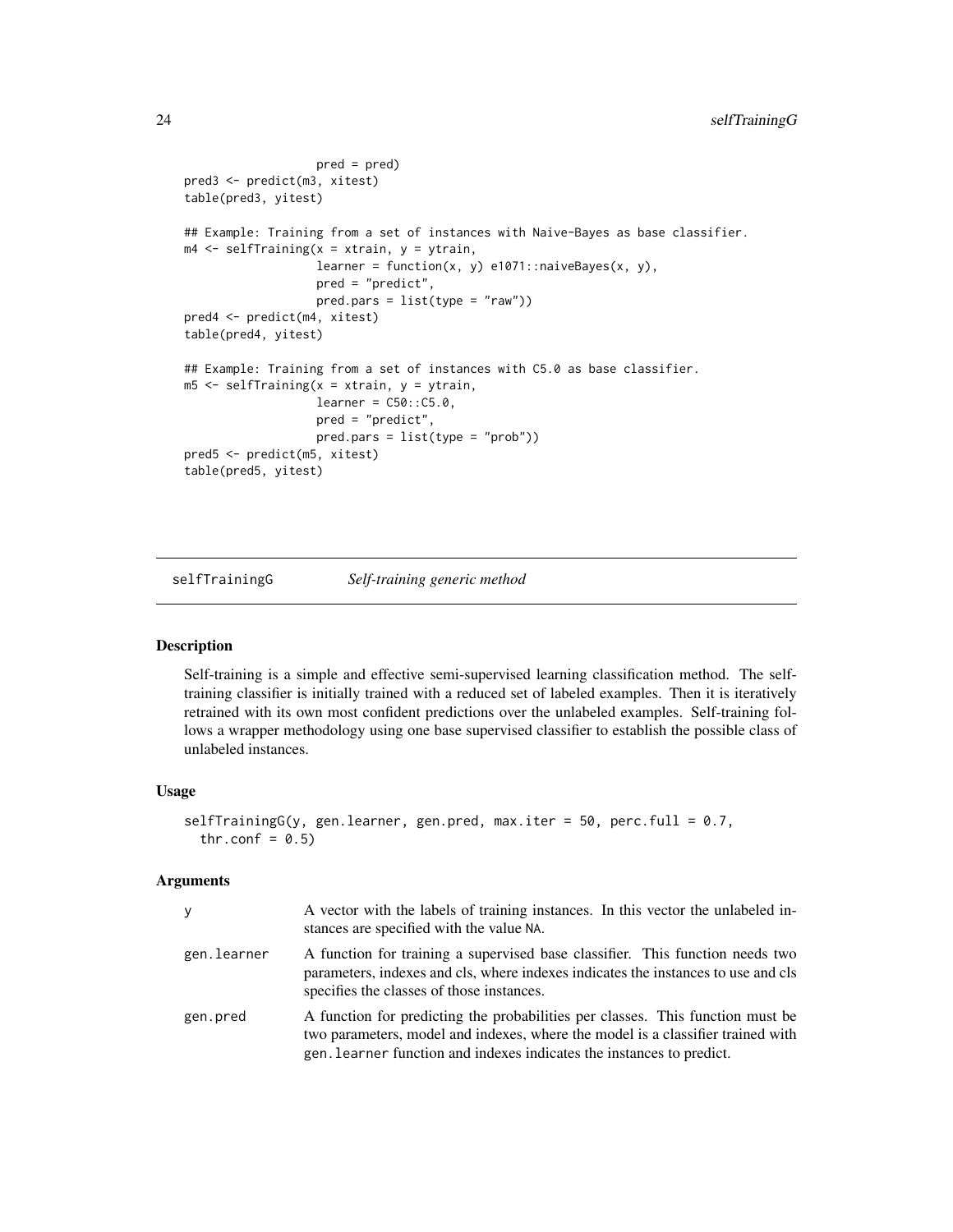```
                   pred = pred)
pred3 <- predict(m3, xitest)
table(pred3, yitest)

## Example: Training from a set of instances with Naive-Bayes as base classifier.
m4 <- selfTraining(x = xtrain, y = ytrain,
                   learner = function(x, y) e1071::naiveBayes(x, y),
                   pred = "predict",
                   pred.pars = list(type = "raw"))
pred4 <- predict(m4, xitest)
table(pred4, yitest)

## Example: Training from a set of instances with C5.0 as base classifier.
m5 <- selfTraining(x = xtrain, y = ytrain,
                   learner = C50::C5.0,
                   pred = "predict",
                   pred.pars = list(type = "prob"))
pred5 <- predict(m5, xitest)
table(pred5, yitest)
```

## selfTrainingG — *Self-training generic method*

### Description

Self-training is a simple and effective semi-supervised learning classification method. The self-training classifier is initially trained with a reduced set of labeled examples. Then it is iteratively retrained with its own most confident predictions over the unlabeled examples. Self-training follows a wrapper methodology using one base supervised classifier to establish the possible class of unlabeled instances.

### Usage

```
selfTrainingG(y, gen.learner, gen.pred, max.iter = 50, perc.full = 0.7,
  thr.conf = 0.5)
```

### Arguments

| | |
|---|---|
| y | A vector with the labels of training instances. In this vector the unlabeled instances are specified with the value NA. |
| gen.learner | A function for training a supervised base classifier. This function needs two parameters, indexes and cls, where indexes indicates the instances to use and cls specifies the classes of those instances. |
| gen.pred | A function for predicting the probabilities per classes. This function must be two parameters, model and indexes, where the model is a classifier trained with gen.learner function and indexes indicates the instances to predict. |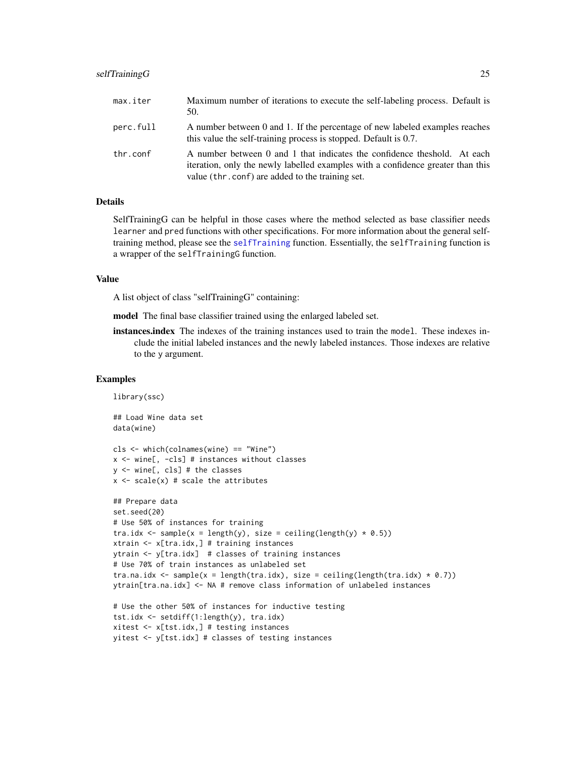| | |
|---|---|
| max.iter | Maximum number of iterations to execute the self-labeling process. Default is 50. |
| perc.full | A number between 0 and 1. If the percentage of new labeled examples reaches this value the self-training process is stopped. Default is 0.7. |
| thr.conf | A number between 0 and 1 that indicates the confidence theshold. At each iteration, only the newly labelled examples with a confidence greater than this value (thr.conf) are added to the training set. |

### Details

SelfTrainingG can be helpful in those cases where the method selected as base classifier needs learner and pred functions with other specifications. For more information about the general self-training method, please see the selfTraining function. Essentially, the selfTraining function is a wrapper of the selfTrainingG function.

### Value

A list object of class "selfTrainingG" containing:

**model** The final base classifier trained using the enlarged labeled set.

**instances.index** The indexes of the training instances used to train the model. These indexes include the initial labeled instances and the newly labeled instances. Those indexes are relative to the y argument.

### Examples

```
library(ssc)

## Load Wine data set
data(wine)

cls <- which(colnames(wine) == "Wine")
x <- wine[, -cls] # instances without classes
y <- wine[, cls] # the classes
x <- scale(x) # scale the attributes

## Prepare data
set.seed(20)
# Use 50% of instances for training
tra.idx <- sample(x = length(y), size = ceiling(length(y) * 0.5))
xtrain <- x[tra.idx,] # training instances
ytrain <- y[tra.idx]  # classes of training instances
# Use 70% of train instances as unlabeled set
tra.na.idx <- sample(x = length(tra.idx), size = ceiling(length(tra.idx) * 0.7))
ytrain[tra.na.idx] <- NA # remove class information of unlabeled instances

# Use the other 50% of instances for inductive testing
tst.idx <- setdiff(1:length(y), tra.idx)
xitest <- x[tst.idx,] # testing instances
yitest <- y[tst.idx] # classes of testing instances
```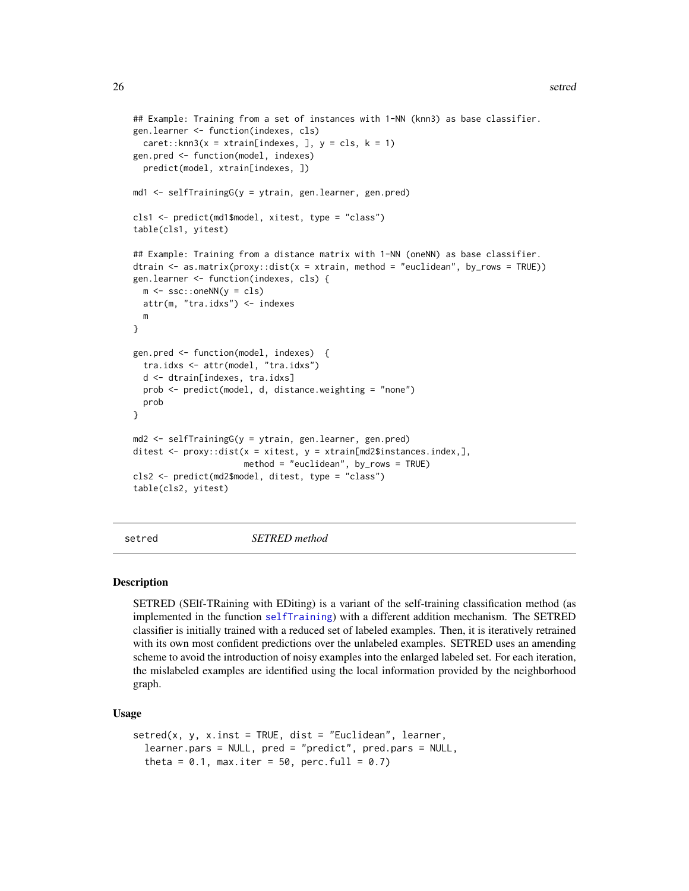```
## Example: Training from a set of instances with 1-NN (knn3) as base classifier.
gen.learner <- function(indexes, cls)
  caret::knn3(x = xtrain[indexes, ], y = cls, k = 1)
gen.pred <- function(model, indexes)
  predict(model, xtrain[indexes, ])

md1 <- selfTrainingG(y = ytrain, gen.learner, gen.pred)

cls1 <- predict(md1$model, xitest, type = "class")
table(cls1, yitest)

## Example: Training from a distance matrix with 1-NN (oneNN) as base classifier.
dtrain <- as.matrix(proxy::dist(x = xtrain, method = "euclidean", by_rows = TRUE))
gen.learner <- function(indexes, cls) {
  m <- ssc::oneNN(y = cls)
  attr(m, "tra.idxs") <- indexes
  m
}

gen.pred <- function(model, indexes)  {
  tra.idxs <- attr(model, "tra.idxs")
  d <- dtrain[indexes, tra.idxs]
  prob <- predict(model, d, distance.weighting = "none")
  prob
}

md2 <- selfTrainingG(y = ytrain, gen.learner, gen.pred)
ditest <- proxy::dist(x = xitest, y = xtrain[md2$instances.index,],
                      method = "euclidean", by_rows = TRUE)
cls2 <- predict(md2$model, ditest, type = "class")
table(cls2, yitest)
```

---

`setred` — *SETRED method*

---

## Description

SETRED (SElf-TRaining with EDiting) is a variant of the self-training classification method (as implemented in the function selfTraining) with a different addition mechanism. The SETRED classifier is initially trained with a reduced set of labeled examples. Then, it is iteratively retrained with its own most confident predictions over the unlabeled examples. SETRED uses an amending scheme to avoid the introduction of noisy examples into the enlarged labeled set. For each iteration, the mislabeled examples are identified using the local information provided by the neighborhood graph.

## Usage

```
setred(x, y, x.inst = TRUE, dist = "Euclidean", learner,
  learner.pars = NULL, pred = "predict", pred.pars = NULL,
  theta = 0.1, max.iter = 50, perc.full = 0.7)
```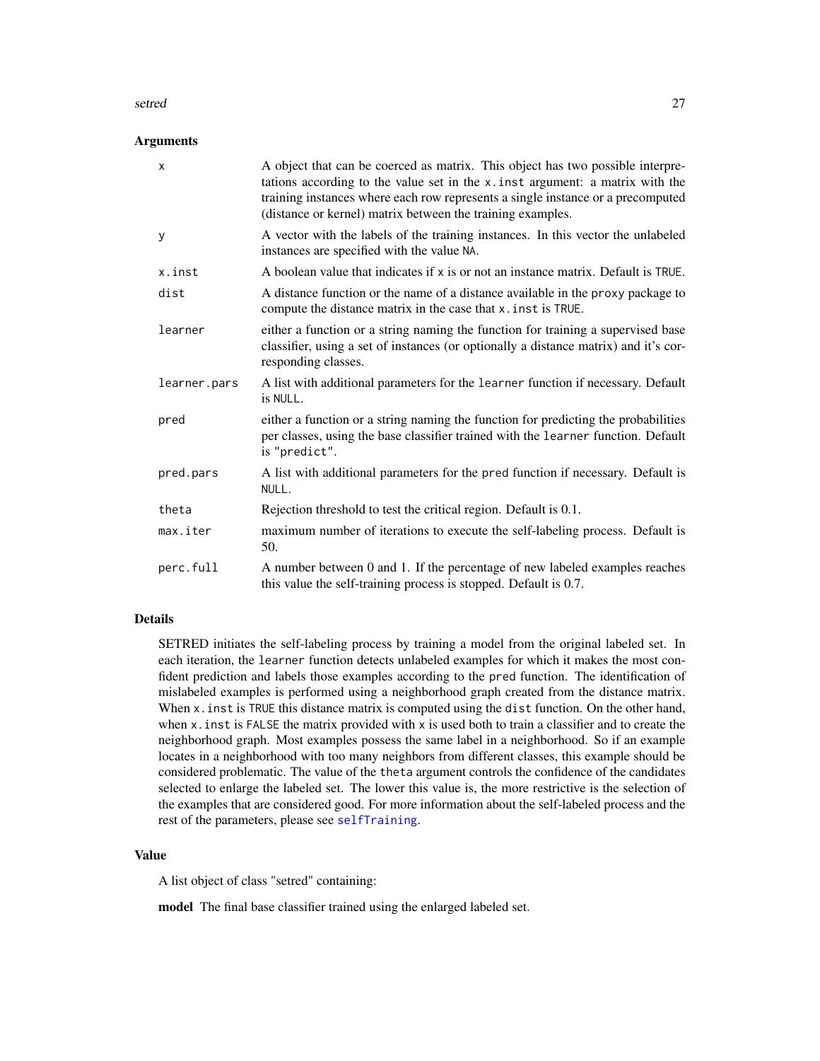### Arguments

| | |
|---|---|
| x | A object that can be coerced as matrix. This object has two possible interpretations according to the value set in the `x.inst` argument: a matrix with the training instances where each row represents a single instance or a precomputed (distance or kernel) matrix between the training examples. |
| y | A vector with the labels of the training instances. In this vector the unlabeled instances are specified with the value `NA`. |
| x.inst | A boolean value that indicates if `x` is or not an instance matrix. Default is `TRUE`. |
| dist | A distance function or the name of a distance available in the `proxy` package to compute the distance matrix in the case that `x.inst` is `TRUE`. |
| learner | either a function or a string naming the function for training a supervised base classifier, using a set of instances (or optionally a distance matrix) and it's corresponding classes. |
| learner.pars | A list with additional parameters for the `learner` function if necessary. Default is `NULL`. |
| pred | either a function or a string naming the function for predicting the probabilities per classes, using the base classifier trained with the `learner` function. Default is `"predict"`. |
| pred.pars | A list with additional parameters for the `pred` function if necessary. Default is `NULL`. |
| theta | Rejection threshold to test the critical region. Default is 0.1. |
| max.iter | maximum number of iterations to execute the self-labeling process. Default is 50. |
| perc.full | A number between 0 and 1. If the percentage of new labeled examples reaches this value the self-training process is stopped. Default is 0.7. |

### Details

SETRED initiates the self-labeling process by training a model from the original labeled set. In each iteration, the `learner` function detects unlabeled examples for which it makes the most confident prediction and labels those examples according to the `pred` function. The identification of mislabeled examples is performed using a neighborhood graph created from the distance matrix. When `x.inst` is `TRUE` this distance matrix is computed using the `dist` function. On the other hand, when `x.inst` is `FALSE` the matrix provided with `x` is used both to train a classifier and to create the neighborhood graph. Most examples possess the same label in a neighborhood. So if an example locates in a neighborhood with too many neighbors from different classes, this example should be considered problematic. The value of the `theta` argument controls the confidence of the candidates selected to enlarge the labeled set. The lower this value is, the more restrictive is the selection of the examples that are considered good. For more information about the self-labeled process and the rest of the parameters, please see `selfTraining`.

### Value

A list object of class "setred" containing:

**model** The final base classifier trained using the enlarged labeled set.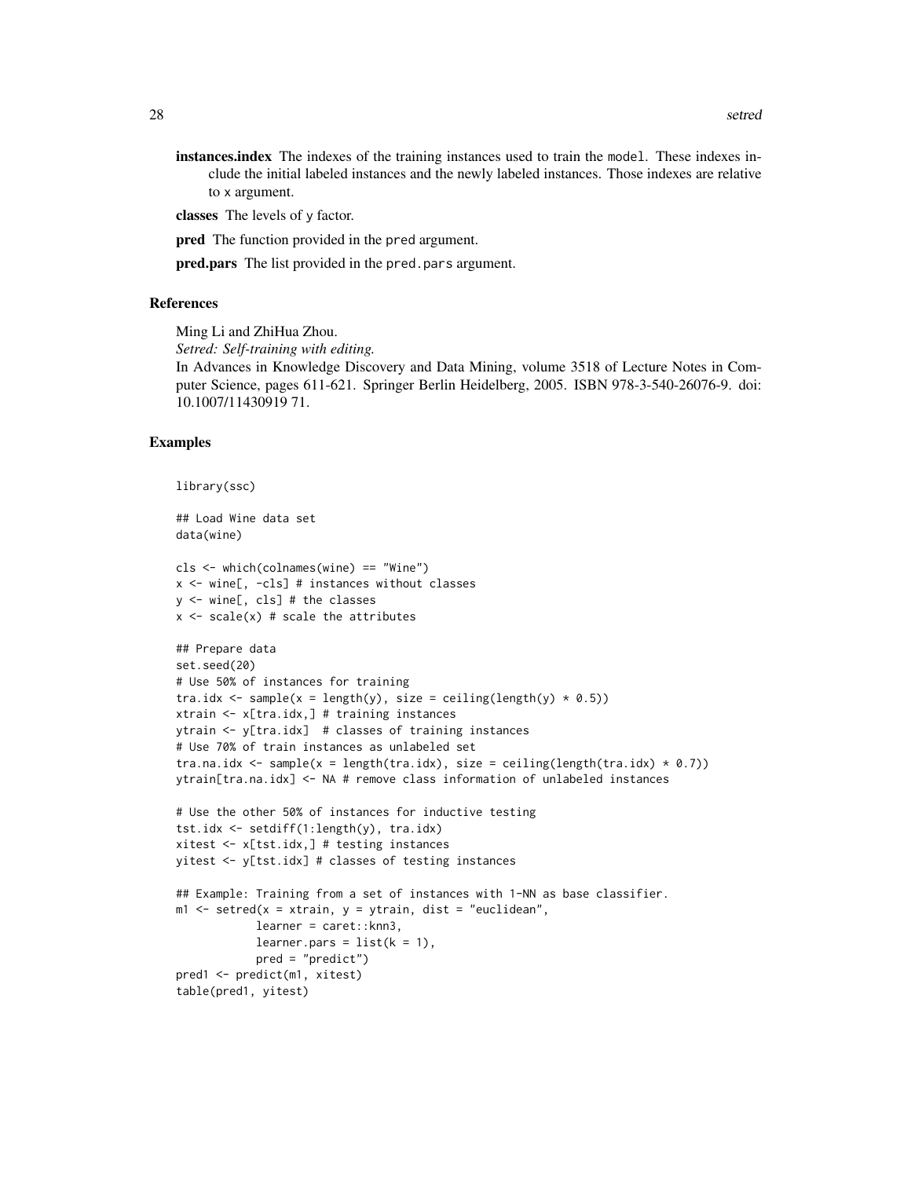**instances.index** The indexes of the training instances used to train the `model`. These indexes include the initial labeled instances and the newly labeled instances. Those indexes are relative to `x` argument.

**classes** The levels of `y` factor.

**pred** The function provided in the `pred` argument.

**pred.pars** The list provided in the `pred.pars` argument.

## References

Ming Li and ZhiHua Zhou.
*Setred: Self-training with editing.*
In Advances in Knowledge Discovery and Data Mining, volume 3518 of Lecture Notes in Computer Science, pages 611-621. Springer Berlin Heidelberg, 2005. ISBN 978-3-540-26076-9. doi: 10.1007/11430919 71.

## Examples

```
library(ssc)

## Load Wine data set
data(wine)

cls <- which(colnames(wine) == "Wine")
x <- wine[, -cls] # instances without classes
y <- wine[, cls] # the classes
x <- scale(x) # scale the attributes

## Prepare data
set.seed(20)
# Use 50% of instances for training
tra.idx <- sample(x = length(y), size = ceiling(length(y) * 0.5))
xtrain <- x[tra.idx,] # training instances
ytrain <- y[tra.idx]  # classes of training instances
# Use 70% of train instances as unlabeled set
tra.na.idx <- sample(x = length(tra.idx), size = ceiling(length(tra.idx) * 0.7))
ytrain[tra.na.idx] <- NA # remove class information of unlabeled instances

# Use the other 50% of instances for inductive testing
tst.idx <- setdiff(1:length(y), tra.idx)
xitest <- x[tst.idx,] # testing instances
yitest <- y[tst.idx] # classes of testing instances

## Example: Training from a set of instances with 1-NN as base classifier.
m1 <- setred(x = xtrain, y = ytrain, dist = "euclidean",
            learner = caret::knn3,
            learner.pars = list(k = 1),
            pred = "predict")
pred1 <- predict(m1, xitest)
table(pred1, yitest)
```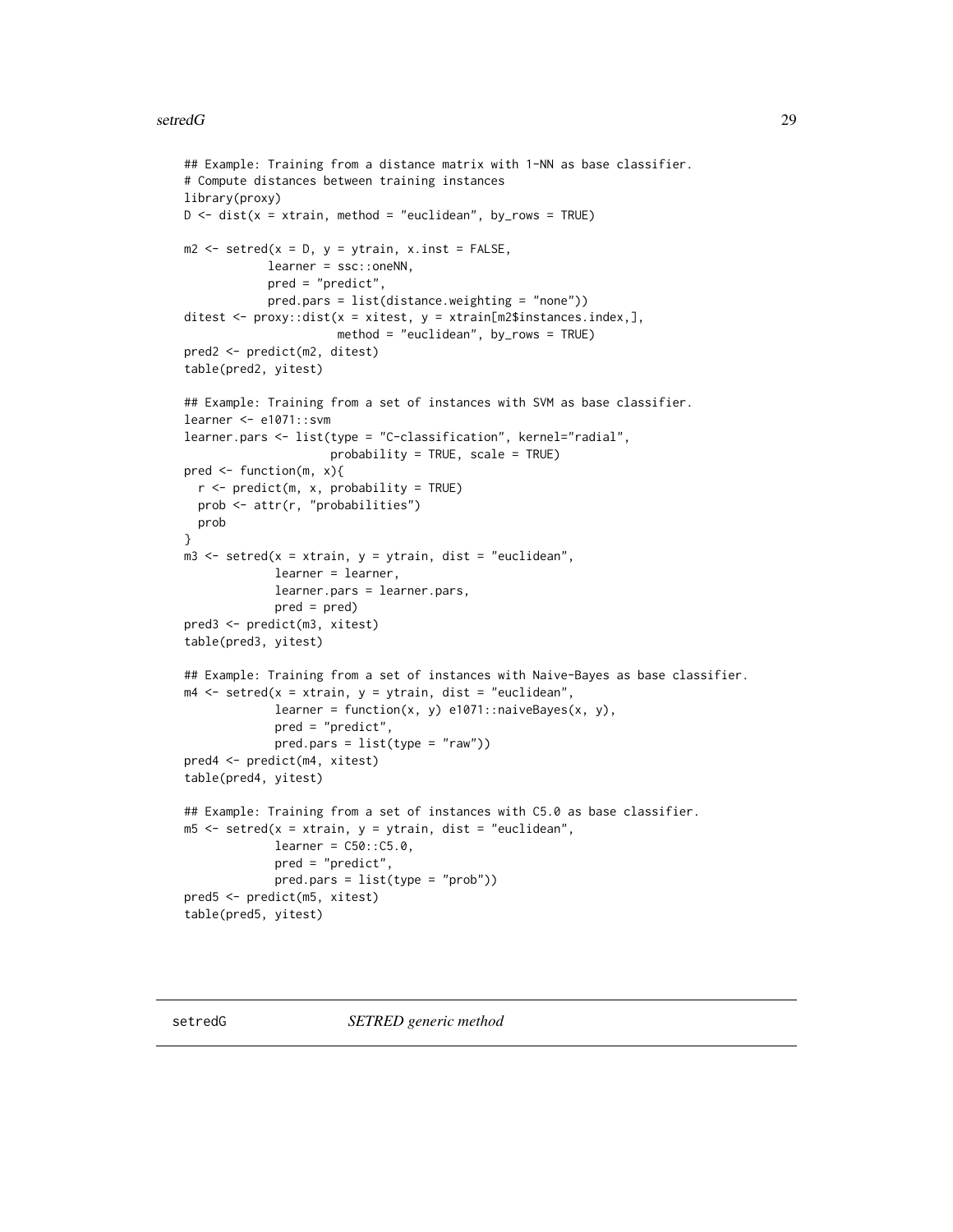```
## Example: Training from a distance matrix with 1-NN as base classifier.
# Compute distances between training instances
library(proxy)
D <- dist(x = xtrain, method = "euclidean", by_rows = TRUE)

m2 <- setred(x = D, y = ytrain, x.inst = FALSE,
            learner = ssc::oneNN,
            pred = "predict",
            pred.pars = list(distance.weighting = "none"))
ditest <- proxy::dist(x = xitest, y = xtrain[m2$instances.index,],
                      method = "euclidean", by_rows = TRUE)
pred2 <- predict(m2, ditest)
table(pred2, yitest)

## Example: Training from a set of instances with SVM as base classifier.
learner <- e1071::svm
learner.pars <- list(type = "C-classification", kernel="radial",
                     probability = TRUE, scale = TRUE)
pred <- function(m, x){
  r <- predict(m, x, probability = TRUE)
  prob <- attr(r, "probabilities")
  prob
}
m3 <- setred(x = xtrain, y = ytrain, dist = "euclidean",
             learner = learner,
             learner.pars = learner.pars,
             pred = pred)
pred3 <- predict(m3, xitest)
table(pred3, yitest)

## Example: Training from a set of instances with Naive-Bayes as base classifier.
m4 <- setred(x = xtrain, y = ytrain, dist = "euclidean",
             learner = function(x, y) e1071::naiveBayes(x, y),
             pred = "predict",
             pred.pars = list(type = "raw"))
pred4 <- predict(m4, xitest)
table(pred4, yitest)

## Example: Training from a set of instances with C5.0 as base classifier.
m5 <- setred(x = xtrain, y = ytrain, dist = "euclidean",
             learner = C50::C5.0,
             pred = "predict",
             pred.pars = list(type = "prob"))
pred5 <- predict(m5, xitest)
table(pred5, yitest)
```

## setredG *SETRED generic method*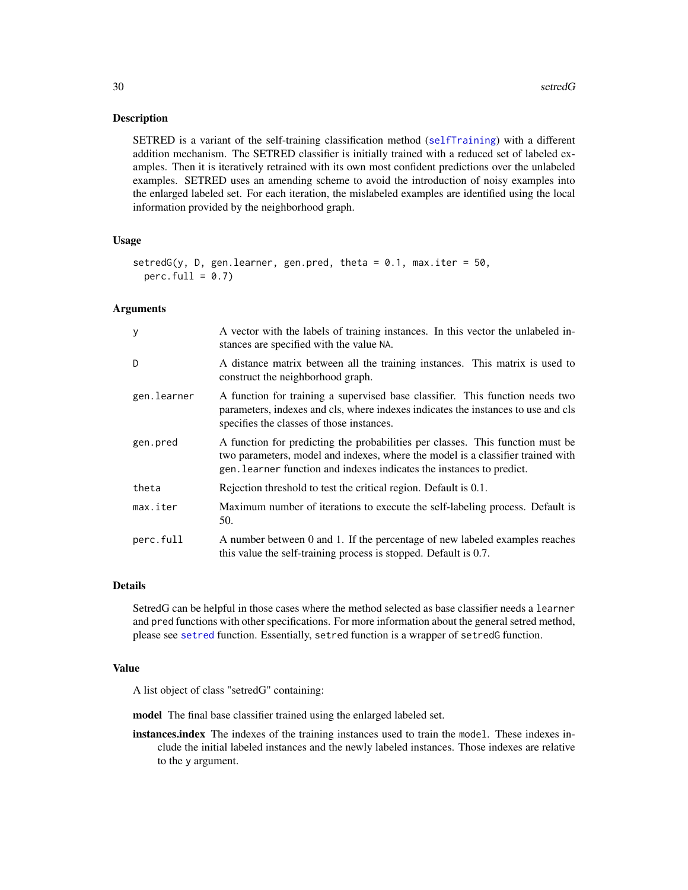## Description

SETRED is a variant of the self-training classification method (selfTraining) with a different addition mechanism. The SETRED classifier is initially trained with a reduced set of labeled examples. Then it is iteratively retrained with its own most confident predictions over the unlabeled examples. SETRED uses an amending scheme to avoid the introduction of noisy examples into the enlarged labeled set. For each iteration, the mislabeled examples are identified using the local information provided by the neighborhood graph.

## Usage

```
setredG(y, D, gen.learner, gen.pred, theta = 0.1, max.iter = 50,
  perc.full = 0.7)
```

## Arguments

| | |
|---|---|
| y | A vector with the labels of training instances. In this vector the unlabeled instances are specified with the value NA. |
| D | A distance matrix between all the training instances. This matrix is used to construct the neighborhood graph. |
| gen.learner | A function for training a supervised base classifier. This function needs two parameters, indexes and cls, where indexes indicates the instances to use and cls specifies the classes of those instances. |
| gen.pred | A function for predicting the probabilities per classes. This function must be two parameters, model and indexes, where the model is a classifier trained with gen.learner function and indexes indicates the instances to predict. |
| theta | Rejection threshold to test the critical region. Default is 0.1. |
| max.iter | Maximum number of iterations to execute the self-labeling process. Default is 50. |
| perc.full | A number between 0 and 1. If the percentage of new labeled examples reaches this value the self-training process is stopped. Default is 0.7. |

## Details

SetredG can be helpful in those cases where the method selected as base classifier needs a learner and pred functions with other specifications. For more information about the general setred method, please see setred function. Essentially, setred function is a wrapper of setredG function.

## Value

A list object of class "setredG" containing:

**model** The final base classifier trained using the enlarged labeled set.

**instances.index** The indexes of the training instances used to train the model. These indexes include the initial labeled instances and the newly labeled instances. Those indexes are relative to the y argument.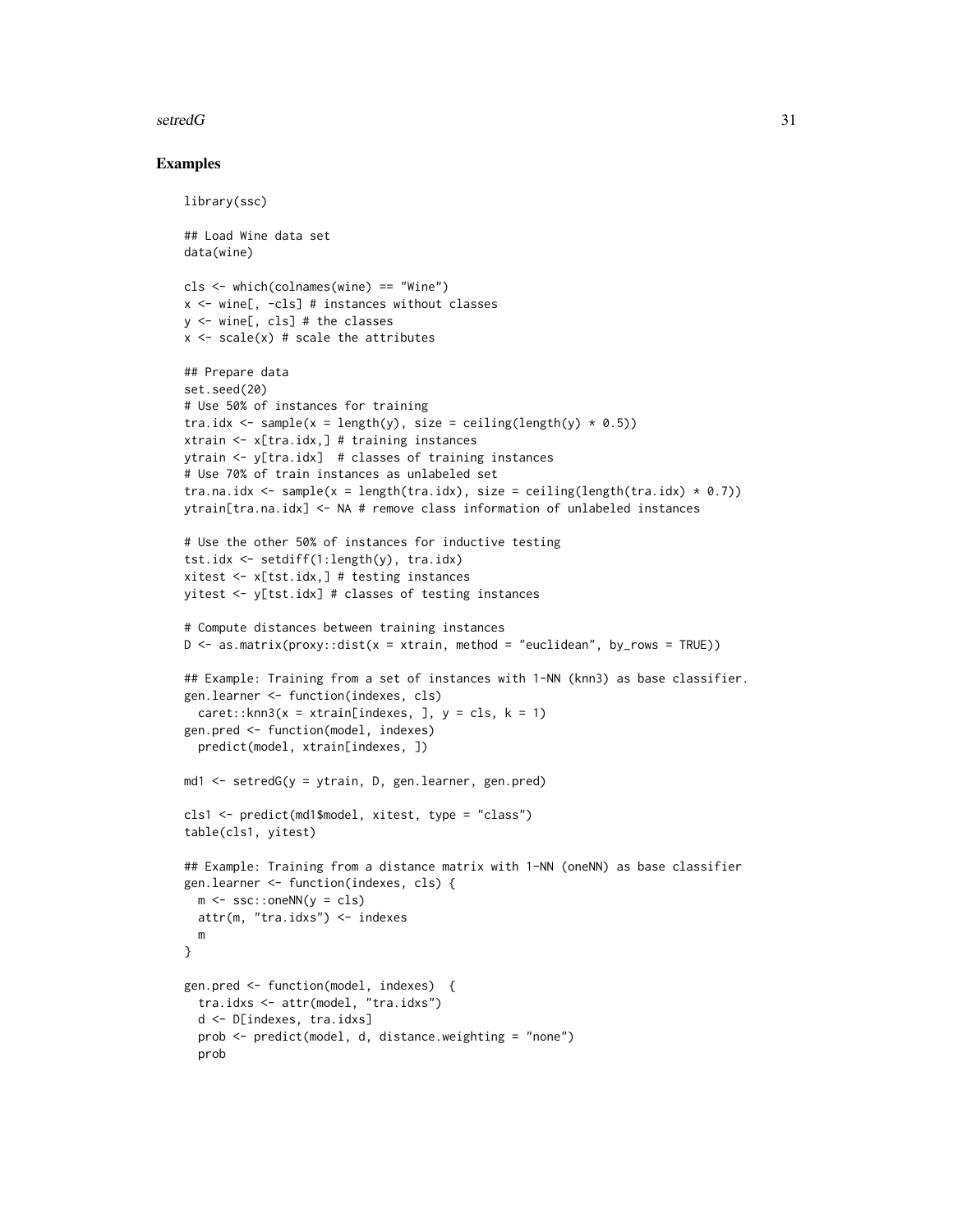## Examples

```
library(ssc)

## Load Wine data set
data(wine)

cls <- which(colnames(wine) == "Wine")
x <- wine[, -cls] # instances without classes
y <- wine[, cls] # the classes
x <- scale(x) # scale the attributes

## Prepare data
set.seed(20)
# Use 50% of instances for training
tra.idx <- sample(x = length(y), size = ceiling(length(y) * 0.5))
xtrain <- x[tra.idx,] # training instances
ytrain <- y[tra.idx]  # classes of training instances
# Use 70% of train instances as unlabeled set
tra.na.idx <- sample(x = length(tra.idx), size = ceiling(length(tra.idx) * 0.7))
ytrain[tra.na.idx] <- NA # remove class information of unlabeled instances

# Use the other 50% of instances for inductive testing
tst.idx <- setdiff(1:length(y), tra.idx)
xitest <- x[tst.idx,] # testing instances
yitest <- y[tst.idx] # classes of testing instances

# Compute distances between training instances
D <- as.matrix(proxy::dist(x = xtrain, method = "euclidean", by_rows = TRUE))

## Example: Training from a set of instances with 1-NN (knn3) as base classifier.
gen.learner <- function(indexes, cls)
  caret::knn3(x = xtrain[indexes, ], y = cls, k = 1)
gen.pred <- function(model, indexes)
  predict(model, xtrain[indexes, ])

md1 <- setredG(y = ytrain, D, gen.learner, gen.pred)

cls1 <- predict(md1$model, xitest, type = "class")
table(cls1, yitest)

## Example: Training from a distance matrix with 1-NN (oneNN) as base classifier
gen.learner <- function(indexes, cls) {
  m <- ssc::oneNN(y = cls)
  attr(m, "tra.idxs") <- indexes
  m
}

gen.pred <- function(model, indexes)  {
  tra.idxs <- attr(model, "tra.idxs")
  d <- D[indexes, tra.idxs]
  prob <- predict(model, d, distance.weighting = "none")
  prob
```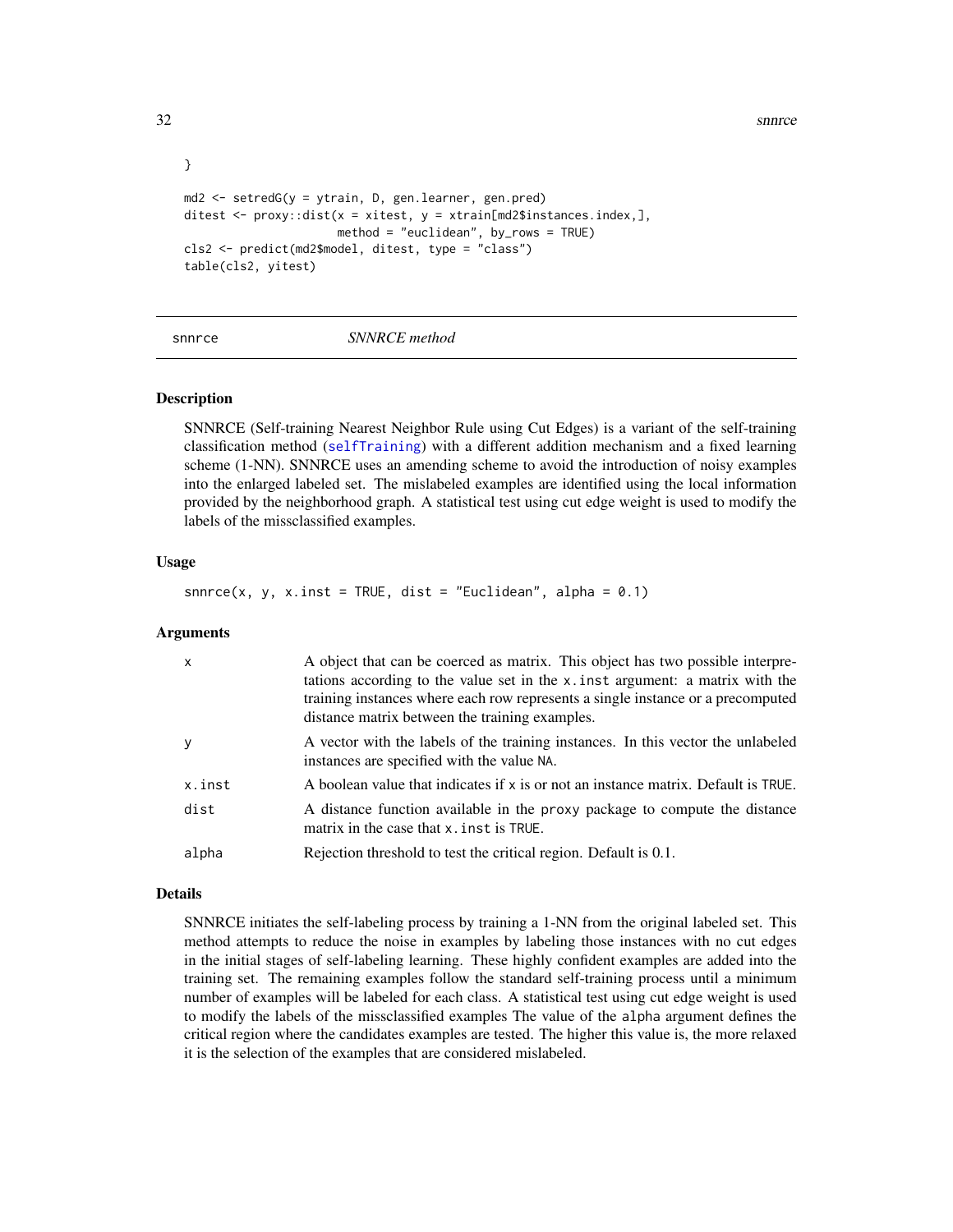```
}

md2 <- setredG(y = ytrain, D, gen.learner, gen.pred)
ditest <- proxy::dist(x = xitest, y = xtrain[md2$instances.index,],
                     method = "euclidean", by_rows = TRUE)
cls2 <- predict(md2$model, ditest, type = "class")
table(cls2, yitest)
```

## snnrce — *SNNRCE method*

### Description

SNNRCE (Self-training Nearest Neighbor Rule using Cut Edges) is a variant of the self-training classification method (selfTraining) with a different addition mechanism and a fixed learning scheme (1-NN). SNNRCE uses an amending scheme to avoid the introduction of noisy examples into the enlarged labeled set. The mislabeled examples are identified using the local information provided by the neighborhood graph. A statistical test using cut edge weight is used to modify the labels of the missclassified examples.

### Usage

```
snnrce(x, y, x.inst = TRUE, dist = "Euclidean", alpha = 0.1)
```

### Arguments

| | |
|---|---|
| x | A object that can be coerced as matrix. This object has two possible interpretations according to the value set in the x.inst argument: a matrix with the training instances where each row represents a single instance or a precomputed distance matrix between the training examples. |
| y | A vector with the labels of the training instances. In this vector the unlabeled instances are specified with the value NA. |
| x.inst | A boolean value that indicates if x is or not an instance matrix. Default is TRUE. |
| dist | A distance function available in the proxy package to compute the distance matrix in the case that x.inst is TRUE. |
| alpha | Rejection threshold to test the critical region. Default is 0.1. |

### Details

SNNRCE initiates the self-labeling process by training a 1-NN from the original labeled set. This method attempts to reduce the noise in examples by labeling those instances with no cut edges in the initial stages of self-labeling learning. These highly confident examples are added into the training set. The remaining examples follow the standard self-training process until a minimum number of examples will be labeled for each class. A statistical test using cut edge weight is used to modify the labels of the missclassified examples The value of the alpha argument defines the critical region where the candidates examples are tested. The higher this value is, the more relaxed it is the selection of the examples that are considered mislabeled.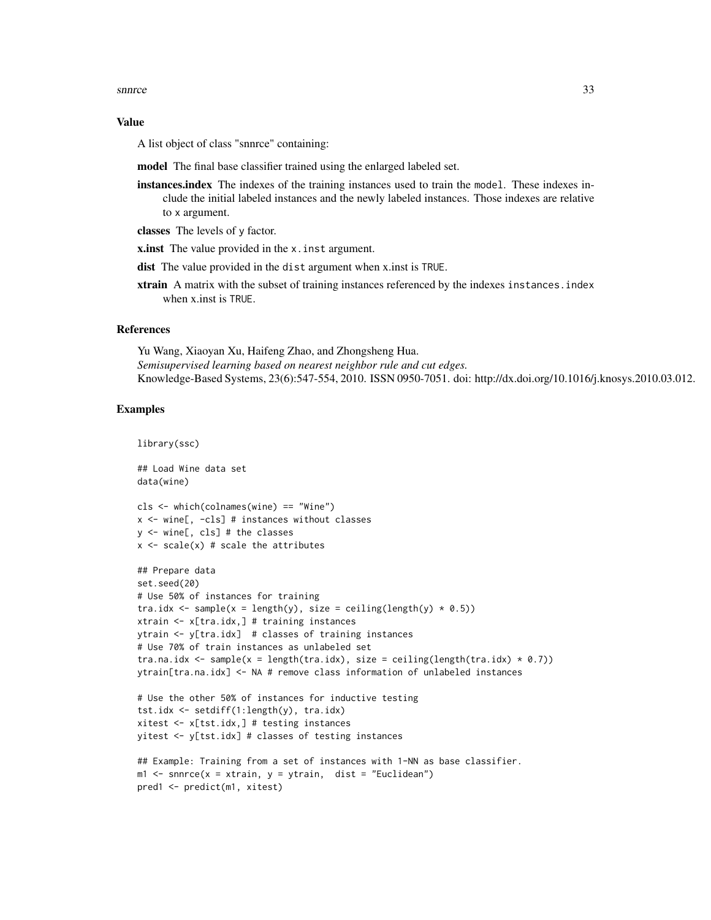## Value

A list object of class "snnrce" containing:

**model** The final base classifier trained using the enlarged labeled set.

**instances.index** The indexes of the training instances used to train the `model`. These indexes include the initial labeled instances and the newly labeled instances. Those indexes are relative to `x` argument.

**classes** The levels of `y` factor.

**x.inst** The value provided in the `x.inst` argument.

**dist** The value provided in the `dist` argument when x.inst is `TRUE`.

**xtrain** A matrix with the subset of training instances referenced by the indexes `instances.index` when x.inst is `TRUE`.

## References

Yu Wang, Xiaoyan Xu, Haifeng Zhao, and Zhongsheng Hua.
*Semisupervised learning based on nearest neighbor rule and cut edges.*
Knowledge-Based Systems, 23(6):547-554, 2010. ISSN 0950-7051. doi: http://dx.doi.org/10.1016/j.knosys.2010.03.012.

## Examples

```
library(ssc)

## Load Wine data set
data(wine)

cls <- which(colnames(wine) == "Wine")
x <- wine[, -cls] # instances without classes
y <- wine[, cls] # the classes
x <- scale(x) # scale the attributes

## Prepare data
set.seed(20)
# Use 50% of instances for training
tra.idx <- sample(x = length(y), size = ceiling(length(y) * 0.5))
xtrain <- x[tra.idx,] # training instances
ytrain <- y[tra.idx]  # classes of training instances
# Use 70% of train instances as unlabeled set
tra.na.idx <- sample(x = length(tra.idx), size = ceiling(length(tra.idx) * 0.7))
ytrain[tra.na.idx] <- NA # remove class information of unlabeled instances

# Use the other 50% of instances for inductive testing
tst.idx <- setdiff(1:length(y), tra.idx)
xitest <- x[tst.idx,] # testing instances
yitest <- y[tst.idx] # classes of testing instances

## Example: Training from a set of instances with 1-NN as base classifier.
m1 <- snnrce(x = xtrain, y = ytrain,  dist = "Euclidean")
pred1 <- predict(m1, xitest)
```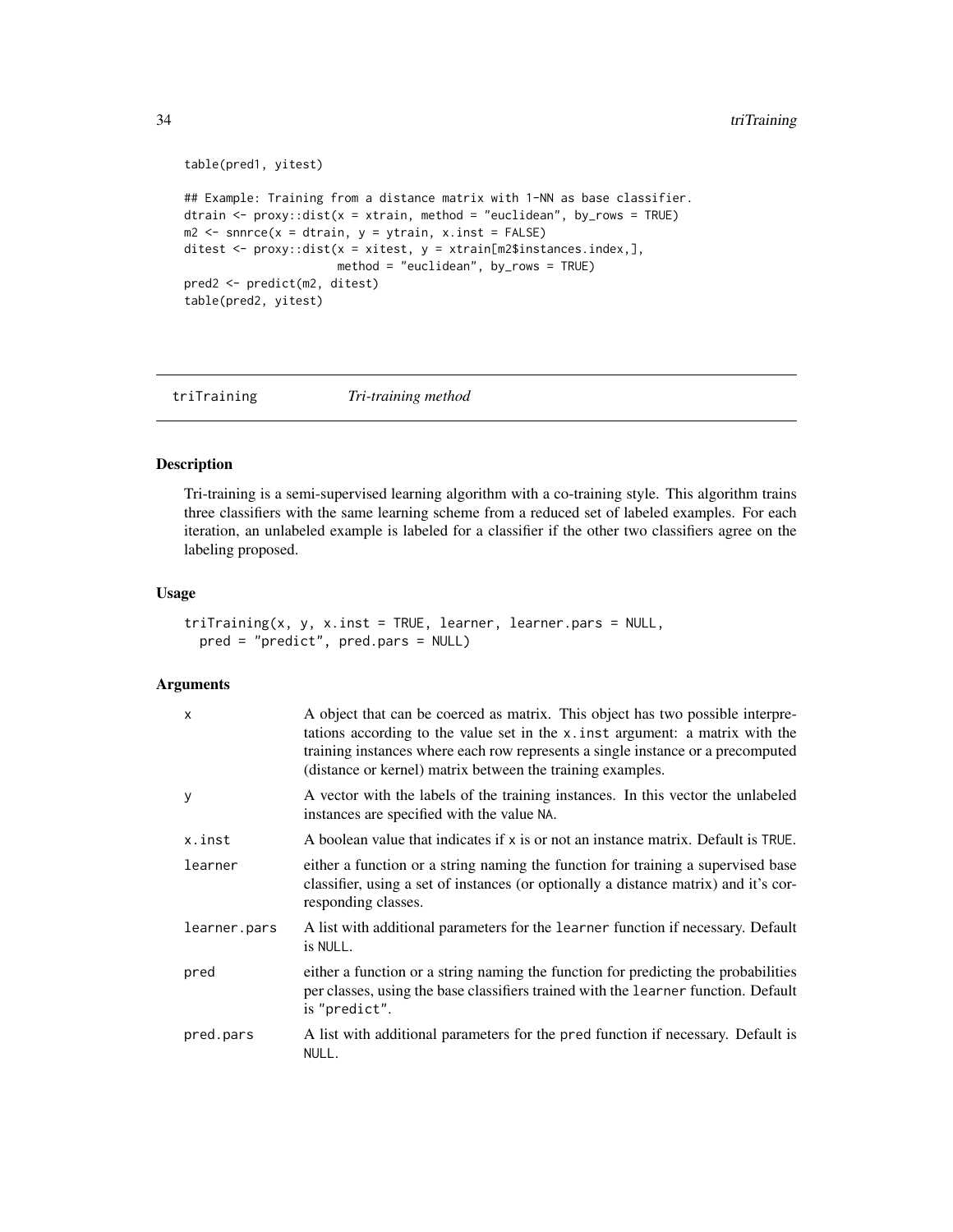```
table(pred1, yitest)

## Example: Training from a distance matrix with 1-NN as base classifier.
dtrain <- proxy::dist(x = xtrain, method = "euclidean", by_rows = TRUE)
m2 <- snnrce(x = dtrain, y = ytrain, x.inst = FALSE)
ditest <- proxy::dist(x = xitest, y = xtrain[m2$instances.index,],
                      method = "euclidean", by_rows = TRUE)
pred2 <- predict(m2, ditest)
table(pred2, yitest)
```

## triTraining — *Tri-training method*

### Description

Tri-training is a semi-supervised learning algorithm with a co-training style. This algorithm trains three classifiers with the same learning scheme from a reduced set of labeled examples. For each iteration, an unlabeled example is labeled for a classifier if the other two classifiers agree on the labeling proposed.

### Usage

```
triTraining(x, y, x.inst = TRUE, learner, learner.pars = NULL,
  pred = "predict", pred.pars = NULL)
```

### Arguments

| Argument | Description |
|---|---|
| `x` | A object that can be coerced as matrix. This object has two possible interpretations according to the value set in the `x.inst` argument: a matrix with the training instances where each row represents a single instance or a precomputed (distance or kernel) matrix between the training examples. |
| `y` | A vector with the labels of the training instances. In this vector the unlabeled instances are specified with the value `NA`. |
| `x.inst` | A boolean value that indicates if `x` is or not an instance matrix. Default is `TRUE`. |
| `learner` | either a function or a string naming the function for training a supervised base classifier, using a set of instances (or optionally a distance matrix) and it's corresponding classes. |
| `learner.pars` | A list with additional parameters for the `learner` function if necessary. Default is `NULL`. |
| `pred` | either a function or a string naming the function for predicting the probabilities per classes, using the base classifiers trained with the `learner` function. Default is `"predict"`. |
| `pred.pars` | A list with additional parameters for the `pred` function if necessary. Default is `NULL`. |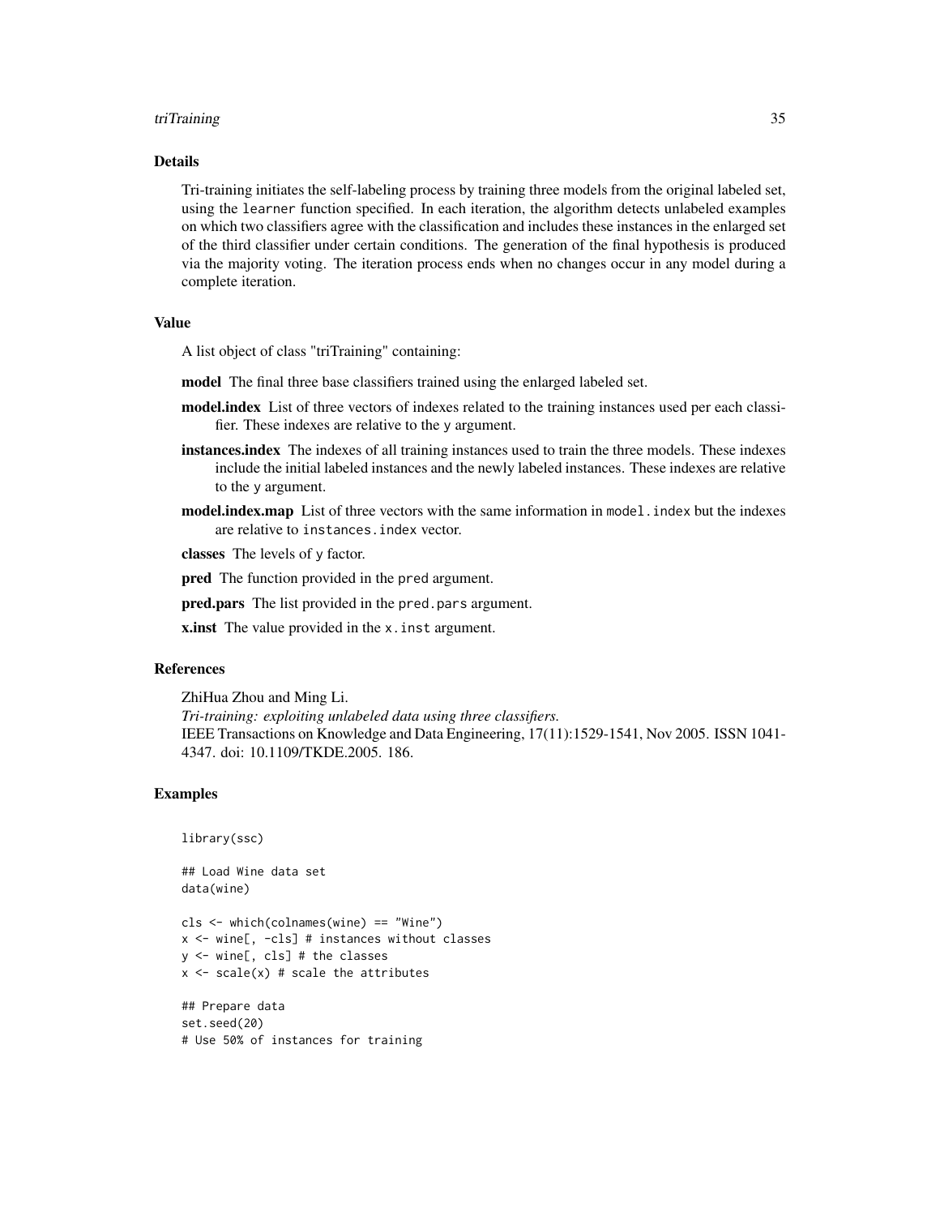## Details

Tri-training initiates the self-labeling process by training three models from the original labeled set, using the `learner` function specified. In each iteration, the algorithm detects unlabeled examples on which two classifiers agree with the classification and includes these instances in the enlarged set of the third classifier under certain conditions. The generation of the final hypothesis is produced via the majority voting. The iteration process ends when no changes occur in any model during a complete iteration.

## Value

A list object of class "triTraining" containing:

**model** The final three base classifiers trained using the enlarged labeled set.

**model.index** List of three vectors of indexes related to the training instances used per each classifier. These indexes are relative to the `y` argument.

**instances.index** The indexes of all training instances used to train the three models. These indexes include the initial labeled instances and the newly labeled instances. These indexes are relative to the `y` argument.

**model.index.map** List of three vectors with the same information in `model.index` but the indexes are relative to `instances.index` vector.

**classes** The levels of `y` factor.

**pred** The function provided in the `pred` argument.

**pred.pars** The list provided in the `pred.pars` argument.

**x.inst** The value provided in the `x.inst` argument.

## References

ZhiHua Zhou and Ming Li.
*Tri-training: exploiting unlabeled data using three classifiers.*
IEEE Transactions on Knowledge and Data Engineering, 17(11):1529-1541, Nov 2005. ISSN 1041-4347. doi: 10.1109/TKDE.2005. 186.

## Examples

```
library(ssc)

## Load Wine data set
data(wine)

cls <- which(colnames(wine) == "Wine")
x <- wine[, -cls] # instances without classes
y <- wine[, cls] # the classes
x <- scale(x) # scale the attributes

## Prepare data
set.seed(20)
# Use 50% of instances for training
```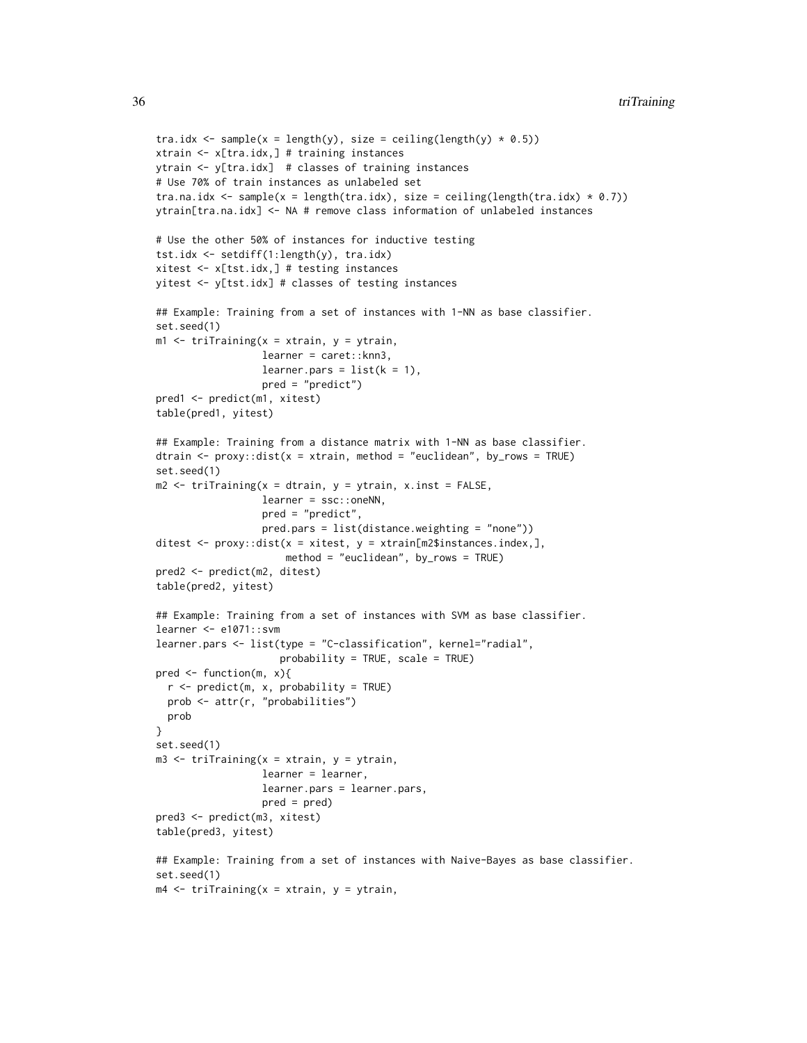```
tra.idx <- sample(x = length(y), size = ceiling(length(y) * 0.5))
xtrain <- x[tra.idx,] # training instances
ytrain <- y[tra.idx]  # classes of training instances
# Use 70% of train instances as unlabeled set
tra.na.idx <- sample(x = length(tra.idx), size = ceiling(length(tra.idx) * 0.7))
ytrain[tra.na.idx] <- NA # remove class information of unlabeled instances

# Use the other 50% of instances for inductive testing
tst.idx <- setdiff(1:length(y), tra.idx)
xitest <- x[tst.idx,] # testing instances
yitest <- y[tst.idx] # classes of testing instances

## Example: Training from a set of instances with 1-NN as base classifier.
set.seed(1)
m1 <- triTraining(x = xtrain, y = ytrain,
                  learner = caret::knn3,
                  learner.pars = list(k = 1),
                  pred = "predict")
pred1 <- predict(m1, xitest)
table(pred1, yitest)

## Example: Training from a distance matrix with 1-NN as base classifier.
dtrain <- proxy::dist(x = xtrain, method = "euclidean", by_rows = TRUE)
set.seed(1)
m2 <- triTraining(x = dtrain, y = ytrain, x.inst = FALSE,
                  learner = ssc::oneNN,
                  pred = "predict",
                  pred.pars = list(distance.weighting = "none"))
ditest <- proxy::dist(x = xitest, y = xtrain[m2$instances.index,],
                      method = "euclidean", by_rows = TRUE)
pred2 <- predict(m2, ditest)
table(pred2, yitest)

## Example: Training from a set of instances with SVM as base classifier.
learner <- e1071::svm
learner.pars <- list(type = "C-classification", kernel="radial",
                     probability = TRUE, scale = TRUE)
pred <- function(m, x){
  r <- predict(m, x, probability = TRUE)
  prob <- attr(r, "probabilities")
  prob
}
set.seed(1)
m3 <- triTraining(x = xtrain, y = ytrain,
                  learner = learner,
                  learner.pars = learner.pars,
                  pred = pred)
pred3 <- predict(m3, xitest)
table(pred3, yitest)

## Example: Training from a set of instances with Naive-Bayes as base classifier.
set.seed(1)
m4 <- triTraining(x = xtrain, y = ytrain,
```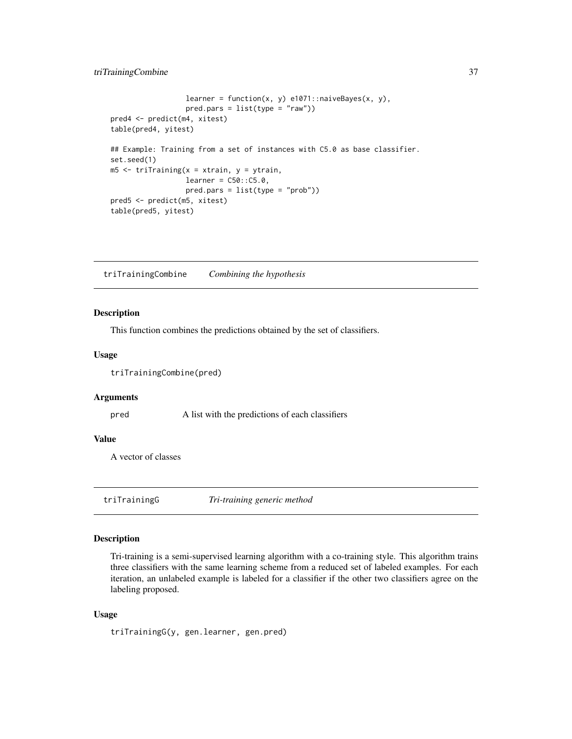```
                  learner = function(x, y) e1071::naiveBayes(x, y),
                  pred.pars = list(type = "raw"))
pred4 <- predict(m4, xitest)
table(pred4, yitest)

## Example: Training from a set of instances with C5.0 as base classifier.
set.seed(1)
m5 <- triTraining(x = xtrain, y = ytrain,
                  learner = C50::C5.0,
                  pred.pars = list(type = "prob"))
pred5 <- predict(m5, xitest)
table(pred5, yitest)
```

## triTrainingCombine *Combining the hypothesis*

### Description

This function combines the predictions obtained by the set of classifiers.

### Usage

```
triTrainingCombine(pred)
```

### Arguments

| | |
|---|---|
| pred | A list with the predictions of each classifiers |

### Value

A vector of classes

## triTrainingG *Tri-training generic method*

### Description

Tri-training is a semi-supervised learning algorithm with a co-training style. This algorithm trains three classifiers with the same learning scheme from a reduced set of labeled examples. For each iteration, an unlabeled example is labeled for a classifier if the other two classifiers agree on the labeling proposed.

### Usage

```
triTrainingG(y, gen.learner, gen.pred)
```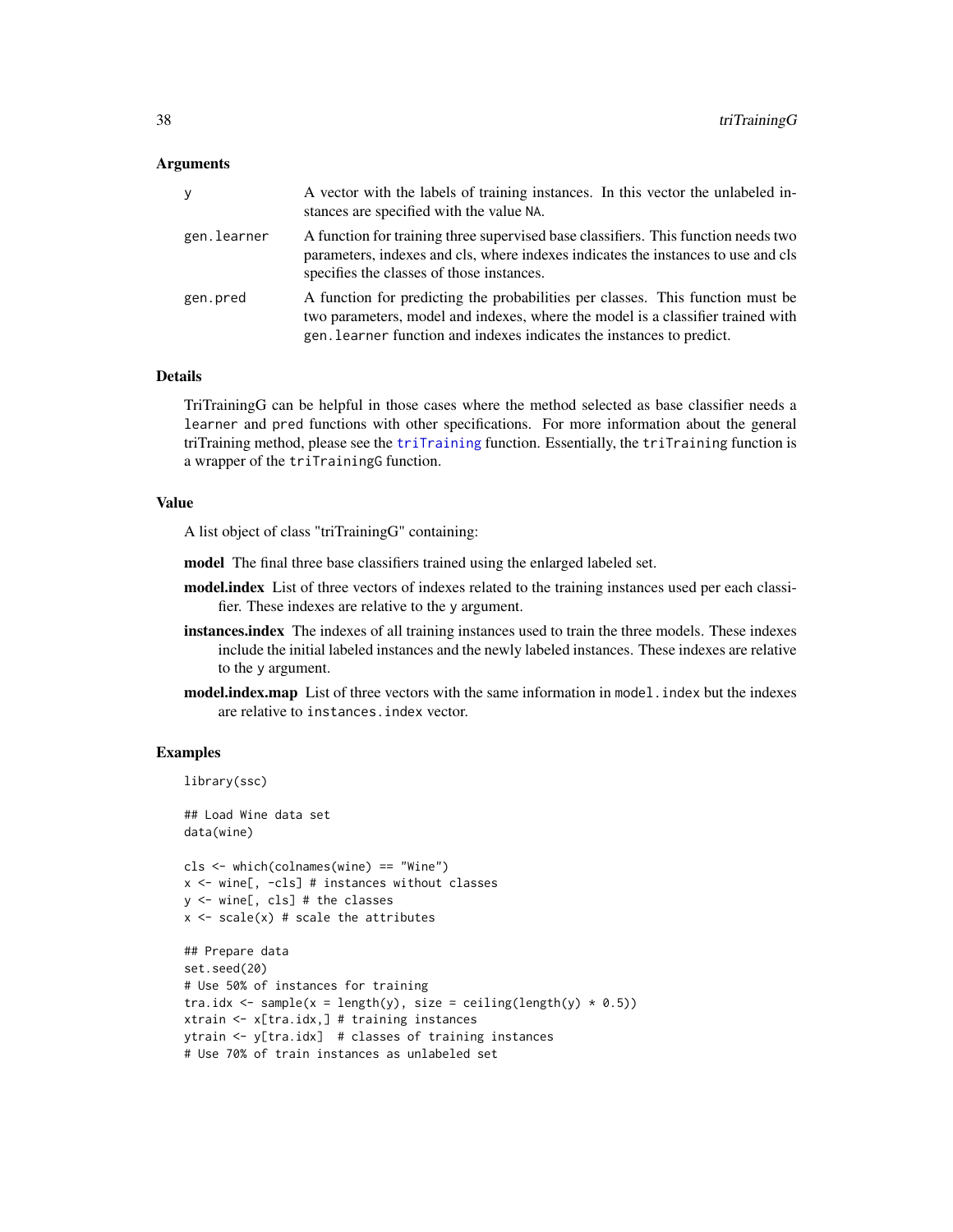### Arguments

| | |
|---|---|
| y | A vector with the labels of training instances. In this vector the unlabeled instances are specified with the value NA. |
| gen.learner | A function for training three supervised base classifiers. This function needs two parameters, indexes and cls, where indexes indicates the instances to use and cls specifies the classes of those instances. |
| gen.pred | A function for predicting the probabilities per classes. This function must be two parameters, model and indexes, where the model is a classifier trained with gen.learner function and indexes indicates the instances to predict. |

### Details

TriTrainingG can be helpful in those cases where the method selected as base classifier needs a learner and pred functions with other specifications. For more information about the general triTraining method, please see the triTraining function. Essentially, the triTraining function is a wrapper of the triTrainingG function.

### Value

A list object of class "triTrainingG" containing:

**model** The final three base classifiers trained using the enlarged labeled set.

**model.index** List of three vectors of indexes related to the training instances used per each classifier. These indexes are relative to the y argument.

**instances.index** The indexes of all training instances used to train the three models. These indexes include the initial labeled instances and the newly labeled instances. These indexes are relative to the y argument.

**model.index.map** List of three vectors with the same information in model.index but the indexes are relative to instances.index vector.

### Examples

```
library(ssc)

## Load Wine data set
data(wine)

cls <- which(colnames(wine) == "Wine")
x <- wine[, -cls] # instances without classes
y <- wine[, cls] # the classes
x <- scale(x) # scale the attributes

## Prepare data
set.seed(20)
# Use 50% of instances for training
tra.idx <- sample(x = length(y), size = ceiling(length(y) * 0.5))
xtrain <- x[tra.idx,] # training instances
ytrain <- y[tra.idx]  # classes of training instances
# Use 70% of train instances as unlabeled set
```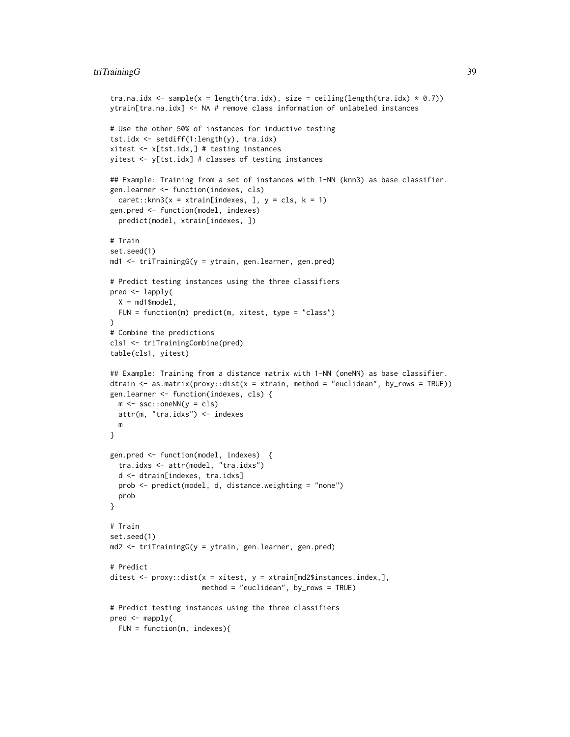```
tra.na.idx <- sample(x = length(tra.idx), size = ceiling(length(tra.idx) * 0.7))
ytrain[tra.na.idx] <- NA # remove class information of unlabeled instances

# Use the other 50% of instances for inductive testing
tst.idx <- setdiff(1:length(y), tra.idx)
xitest <- x[tst.idx,] # testing instances
yitest <- y[tst.idx] # classes of testing instances

## Example: Training from a set of instances with 1-NN (knn3) as base classifier.
gen.learner <- function(indexes, cls)
  caret::knn3(x = xtrain[indexes, ], y = cls, k = 1)
gen.pred <- function(model, indexes)
  predict(model, xtrain[indexes, ])

# Train
set.seed(1)
md1 <- triTrainingG(y = ytrain, gen.learner, gen.pred)

# Predict testing instances using the three classifiers
pred <- lapply(
  X = md1$model,
  FUN = function(m) predict(m, xitest, type = "class")
)
# Combine the predictions
cls1 <- triTrainingCombine(pred)
table(cls1, yitest)

## Example: Training from a distance matrix with 1-NN (oneNN) as base classifier.
dtrain <- as.matrix(proxy::dist(x = xtrain, method = "euclidean", by_rows = TRUE))
gen.learner <- function(indexes, cls) {
  m <- ssc::oneNN(y = cls)
  attr(m, "tra.idxs") <- indexes
  m
}

gen.pred <- function(model, indexes)  {
  tra.idxs <- attr(model, "tra.idxs")
  d <- dtrain[indexes, tra.idxs]
  prob <- predict(model, d, distance.weighting = "none")
  prob
}

# Train
set.seed(1)
md2 <- triTrainingG(y = ytrain, gen.learner, gen.pred)

# Predict
ditest <- proxy::dist(x = xitest, y = xtrain[md2$instances.index,],
                      method = "euclidean", by_rows = TRUE)

# Predict testing instances using the three classifiers
pred <- mapply(
  FUN = function(m, indexes){
```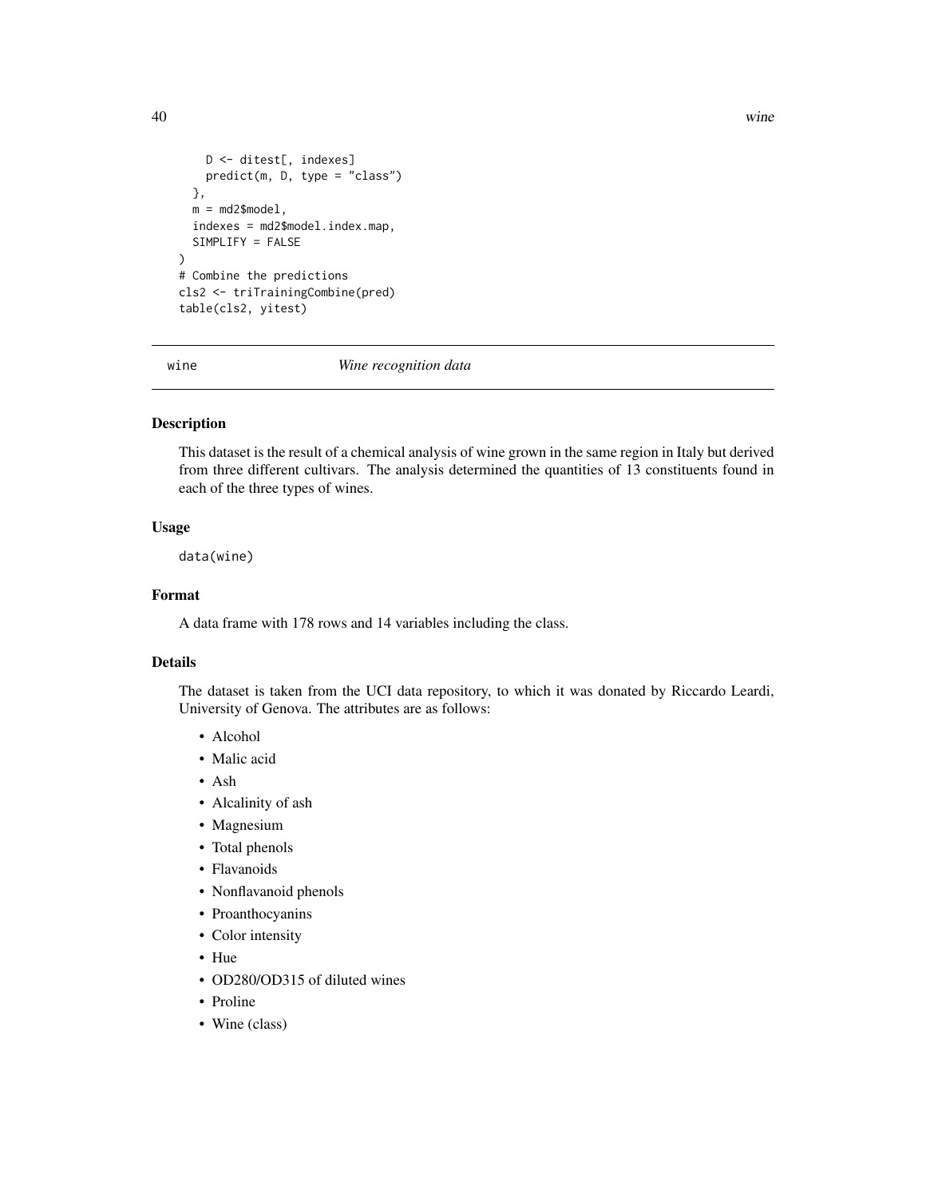```
    D <- ditest[, indexes]
    predict(m, D, type = "class")
  },
  m = md2$model,
  indexes = md2$model.index.map,
  SIMPLIFY = FALSE
)
# Combine the predictions
cls2 <- triTrainingCombine(pred)
table(cls2, yitest)
```

## wine — *Wine recognition data*

### Description

This dataset is the result of a chemical analysis of wine grown in the same region in Italy but derived from three different cultivars. The analysis determined the quantities of 13 constituents found in each of the three types of wines.

### Usage

```
data(wine)
```

### Format

A data frame with 178 rows and 14 variables including the class.

### Details

The dataset is taken from the UCI data repository, to which it was donated by Riccardo Leardi, University of Genova. The attributes are as follows:

- Alcohol
- Malic acid
- Ash
- Alcalinity of ash
- Magnesium
- Total phenols
- Flavanoids
- Nonflavanoid phenols
- Proanthocyanins
- Color intensity
- Hue
- OD280/OD315 of diluted wines
- Proline
- Wine (class)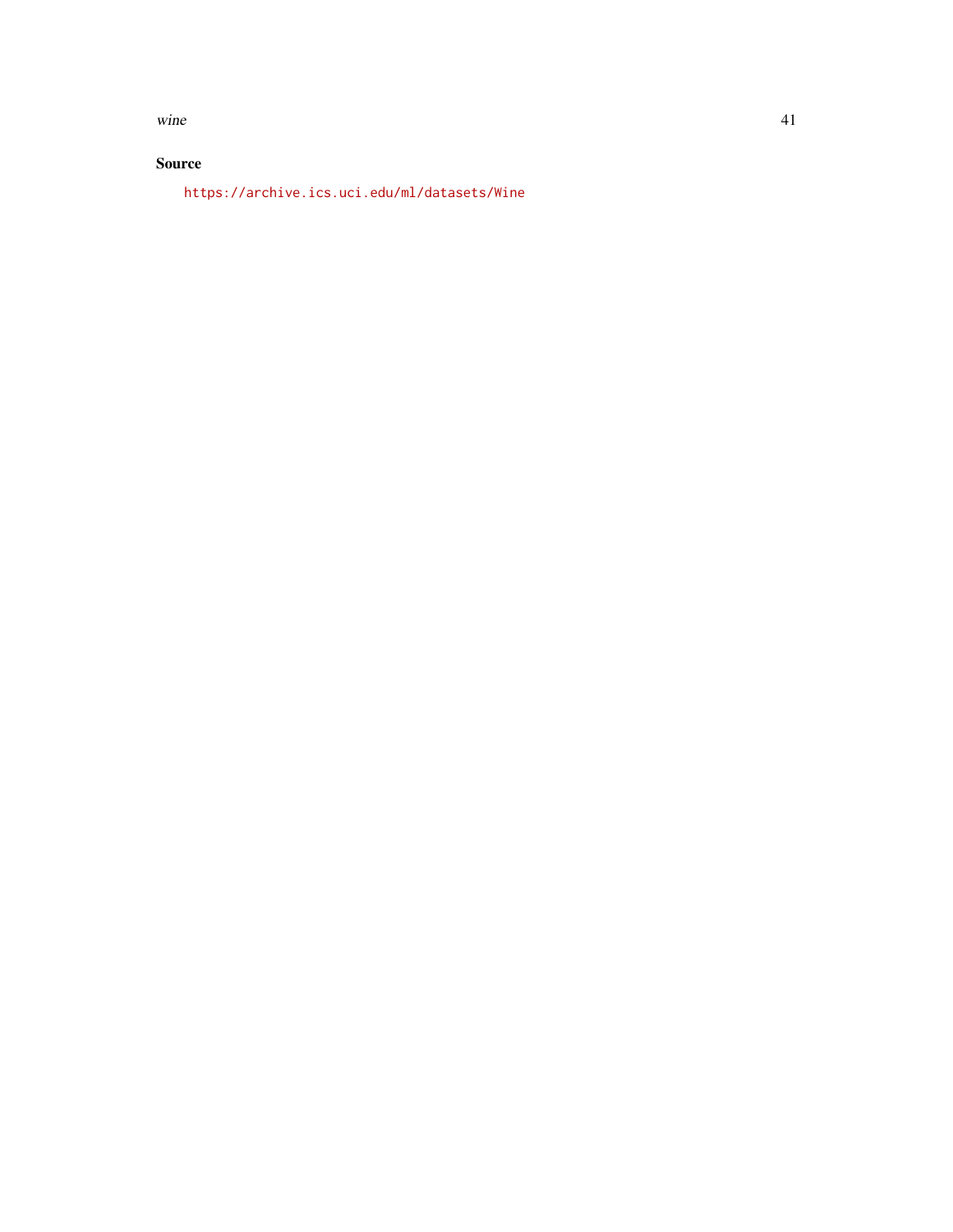## Source

https://archive.ics.uci.edu/ml/datasets/Wine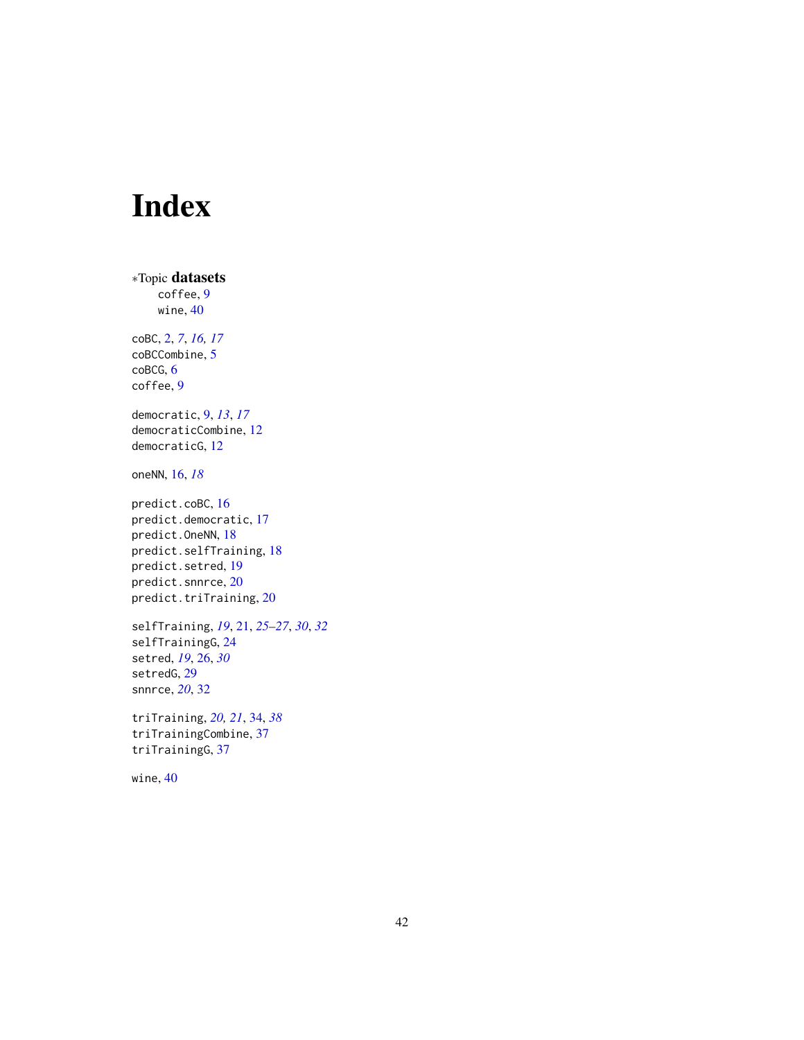# Index

*Topic **datasets**
    coffee, 9
    wine, 40

coBC, 2, *7*, *16, 17*
coBCCombine, 5
coBCG, 6
coffee, 9

democratic, 9, *13*, *17*
democraticCombine, 12
democraticG, 12

oneNN, 16, *18*

predict.coBC, 16
predict.democratic, 17
predict.OneNN, 18
predict.selfTraining, 18
predict.setred, 19
predict.snnrce, 20
predict.triTraining, 20

selfTraining, *19*, 21, *25–27*, *30*, *32*
selfTrainingG, 24
setred, *19*, 26, *30*
setredG, 29
snnrce, *20*, 32

triTraining, *20, 21*, 34, *38*
triTrainingCombine, 37
triTrainingG, 37

wine, 40